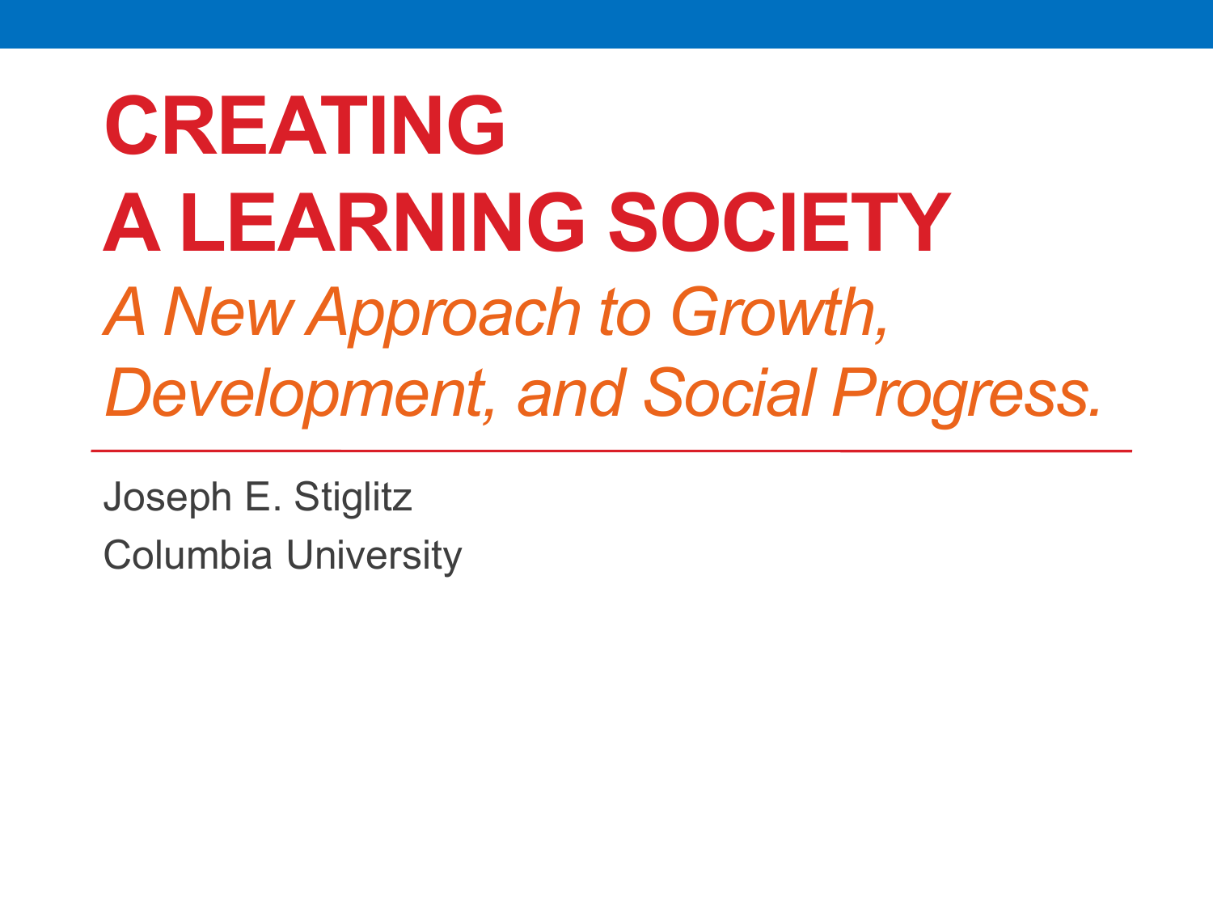# CREATING A LEARNING SOCIETY

*A New Approach to Growth, Development, and Social Progress.*

---

Joseph E. Stiglitz

Columbia University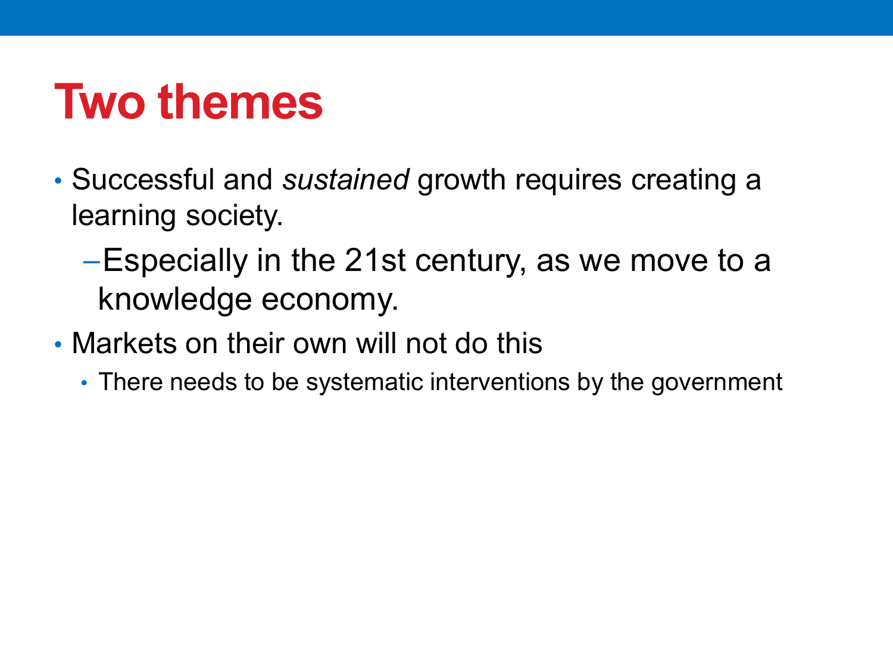# Two themes

- Successful and *sustained* growth requires creating a learning society.
  - Especially in the 21st century, as we move to a knowledge economy.
- Markets on their own will not do this
  - There needs to be systematic interventions by the government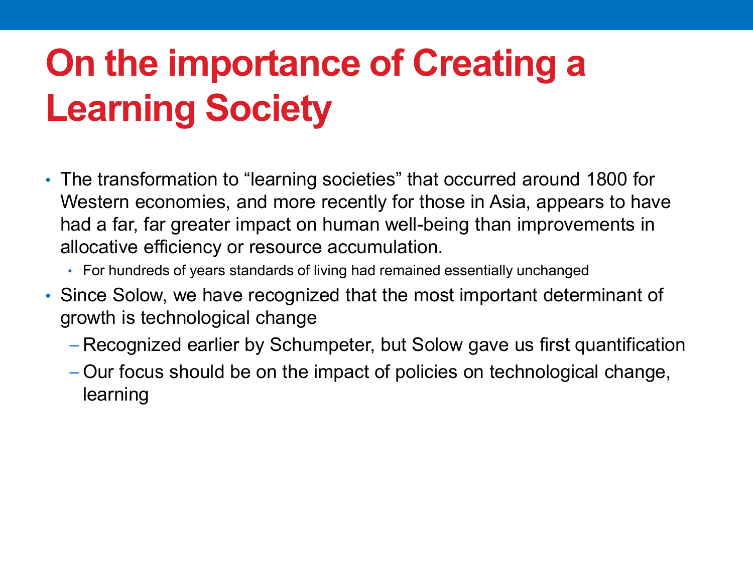# On the importance of Creating a Learning Society

- The transformation to "learning societies" that occurred around 1800 for Western economies, and more recently for those in Asia, appears to have had a far, far greater impact on human well-being than improvements in allocative efficiency or resource accumulation.
  - For hundreds of years standards of living had remained essentially unchanged
- Since Solow, we have recognized that the most important determinant of growth is technological change
  - Recognized earlier by Schumpeter, but Solow gave us first quantification
  - Our focus should be on the impact of policies on technological change, learning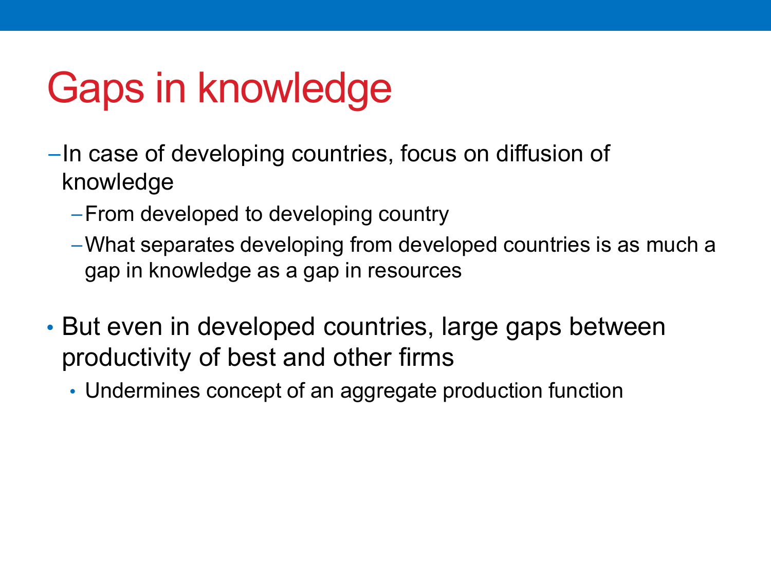# Gaps in knowledge

- In case of developing countries, focus on diffusion of knowledge
  - From developed to developing country
  - What separates developing from developed countries is as much a gap in knowledge as a gap in resources

- But even in developed countries, large gaps between productivity of best and other firms
  - Undermines concept of an aggregate production function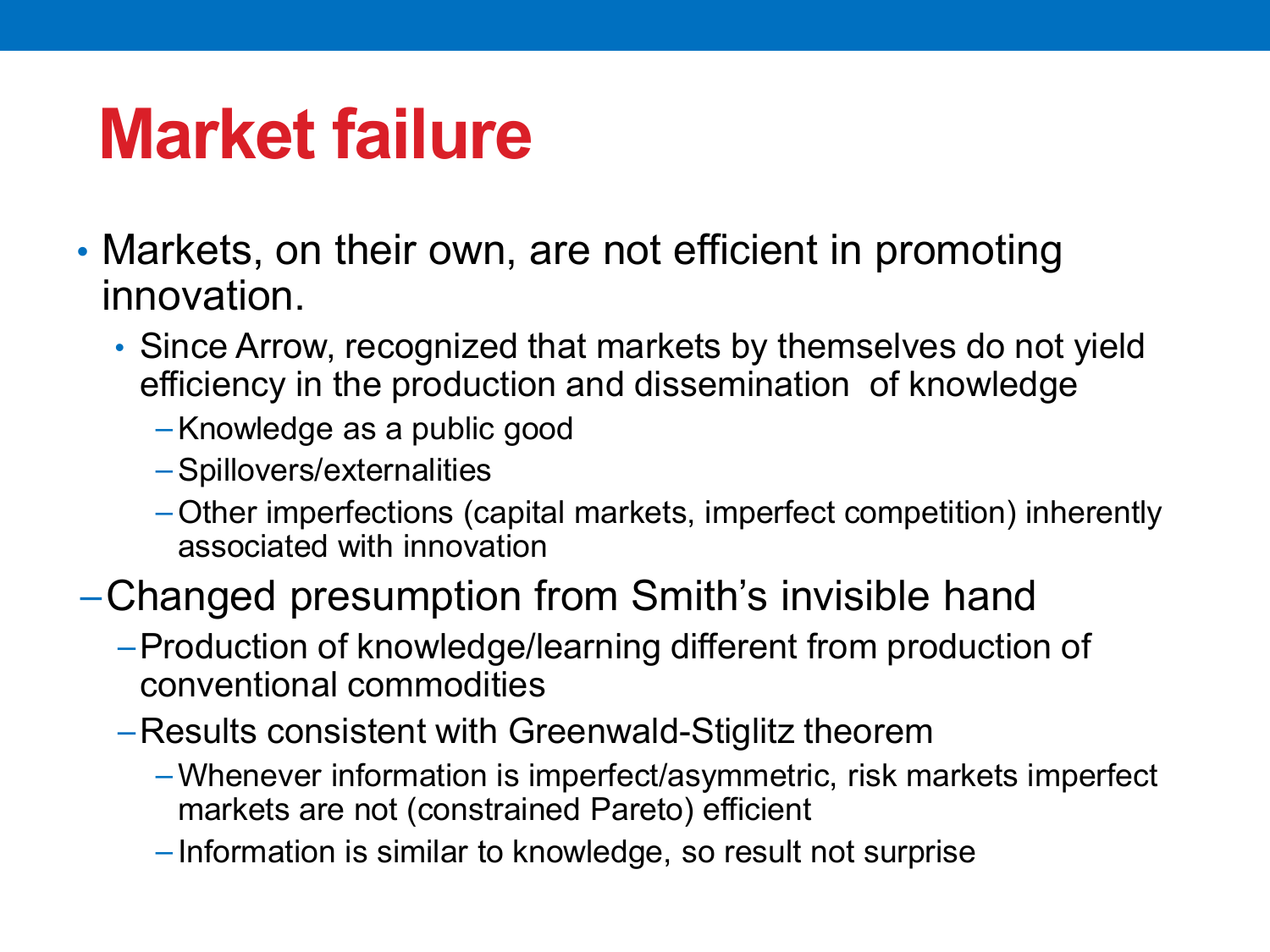# Market failure

- Markets, on their own, are not efficient in promoting innovation.
  - Since Arrow, recognized that markets by themselves do not yield efficiency in the production and dissemination of knowledge
    - Knowledge as a public good
    - Spillovers/externalities
    - Other imperfections (capital markets, imperfect competition) inherently associated with innovation
- Changed presumption from Smith's invisible hand
  - Production of knowledge/learning different from production of conventional commodities
  - Results consistent with Greenwald-Stiglitz theorem
    - Whenever information is imperfect/asymmetric, risk markets imperfect markets are not (constrained Pareto) efficient
    - Information is similar to knowledge, so result not surprise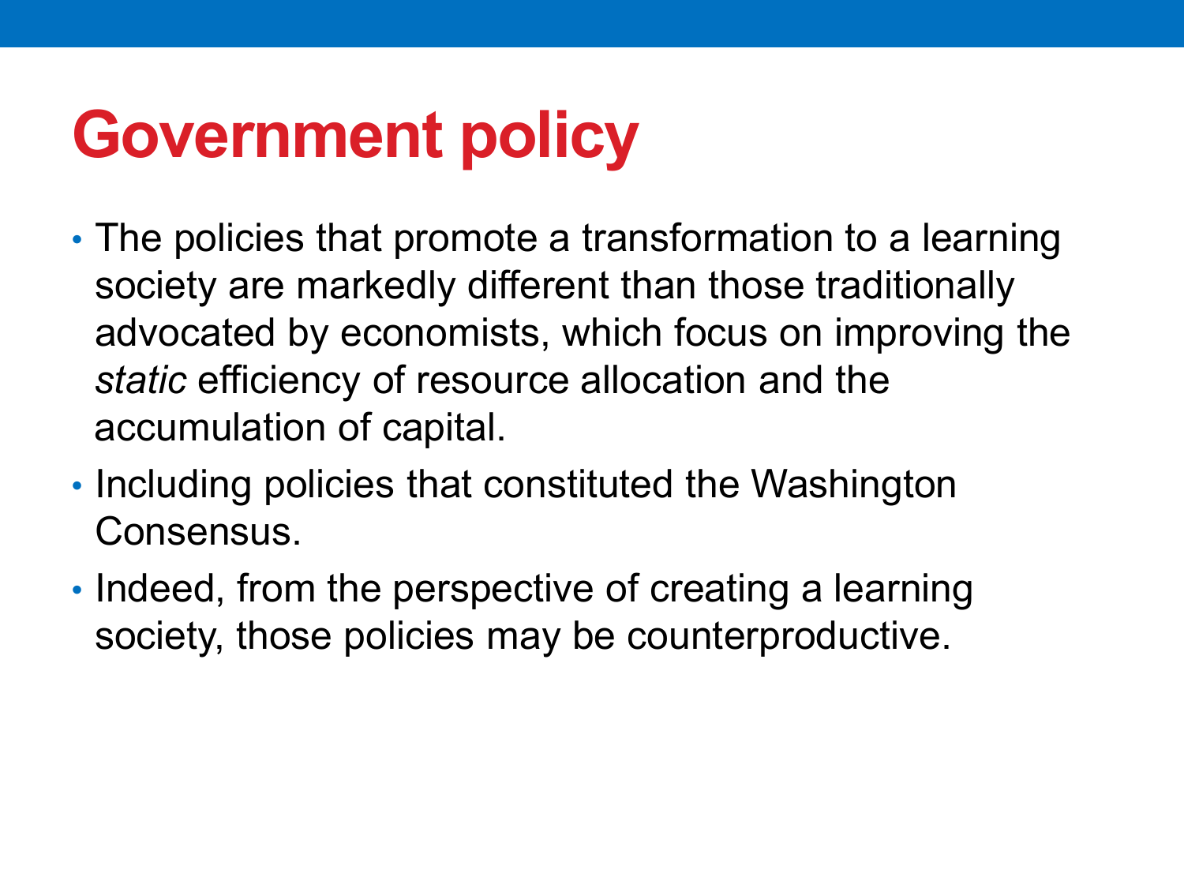# Government policy

- The policies that promote a transformation to a learning society are markedly different than those traditionally advocated by economists, which focus on improving the *static* efficiency of resource allocation and the accumulation of capital.
- Including policies that constituted the Washington Consensus.
- Indeed, from the perspective of creating a learning society, those policies may be counterproductive.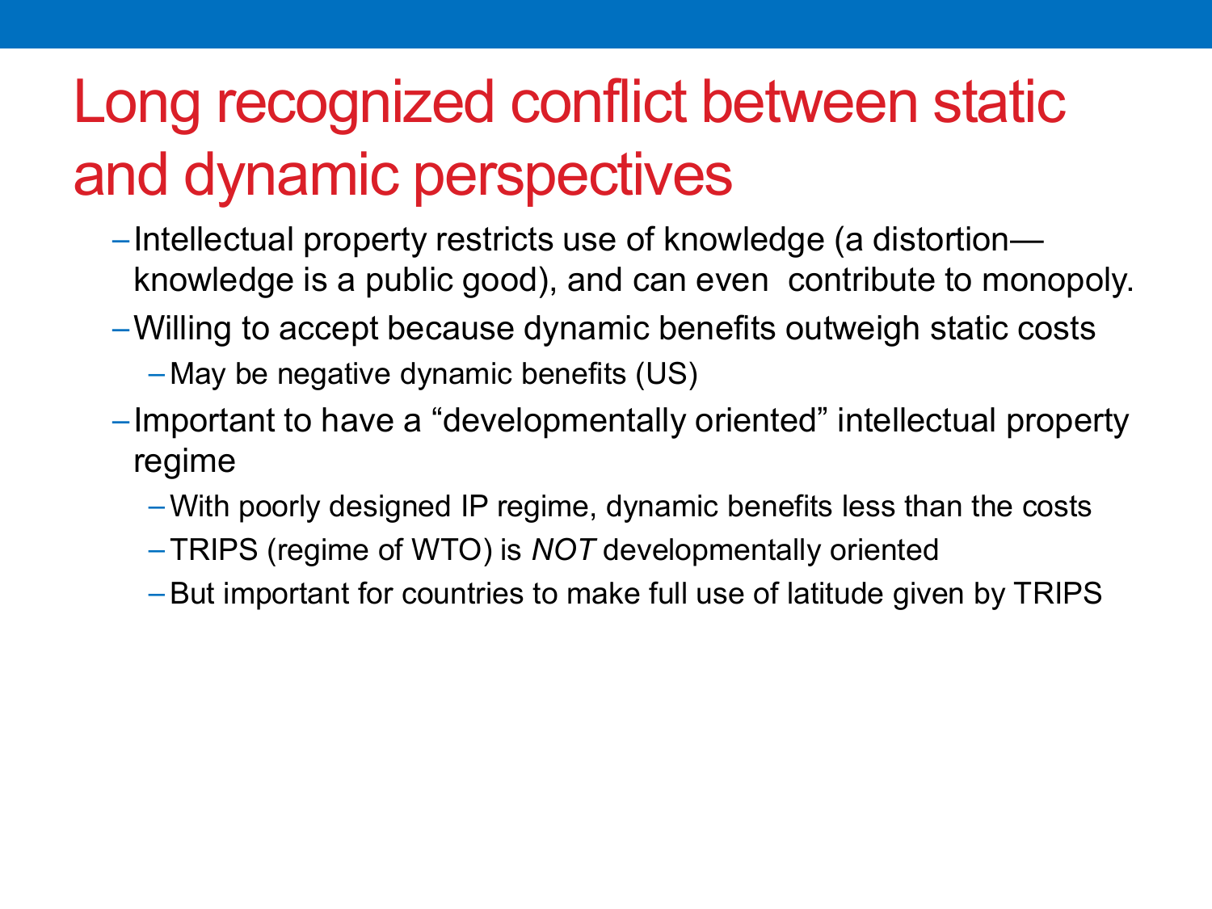# Long recognized conflict between static and dynamic perspectives

- Intellectual property restricts use of knowledge (a distortion—knowledge is a public good), and can even contribute to monopoly.
- Willing to accept because dynamic benefits outweigh static costs
  - May be negative dynamic benefits (US)
- Important to have a "developmentally oriented" intellectual property regime
  - With poorly designed IP regime, dynamic benefits less than the costs
  - TRIPS (regime of WTO) is *NOT* developmentally oriented
  - But important for countries to make full use of latitude given by TRIPS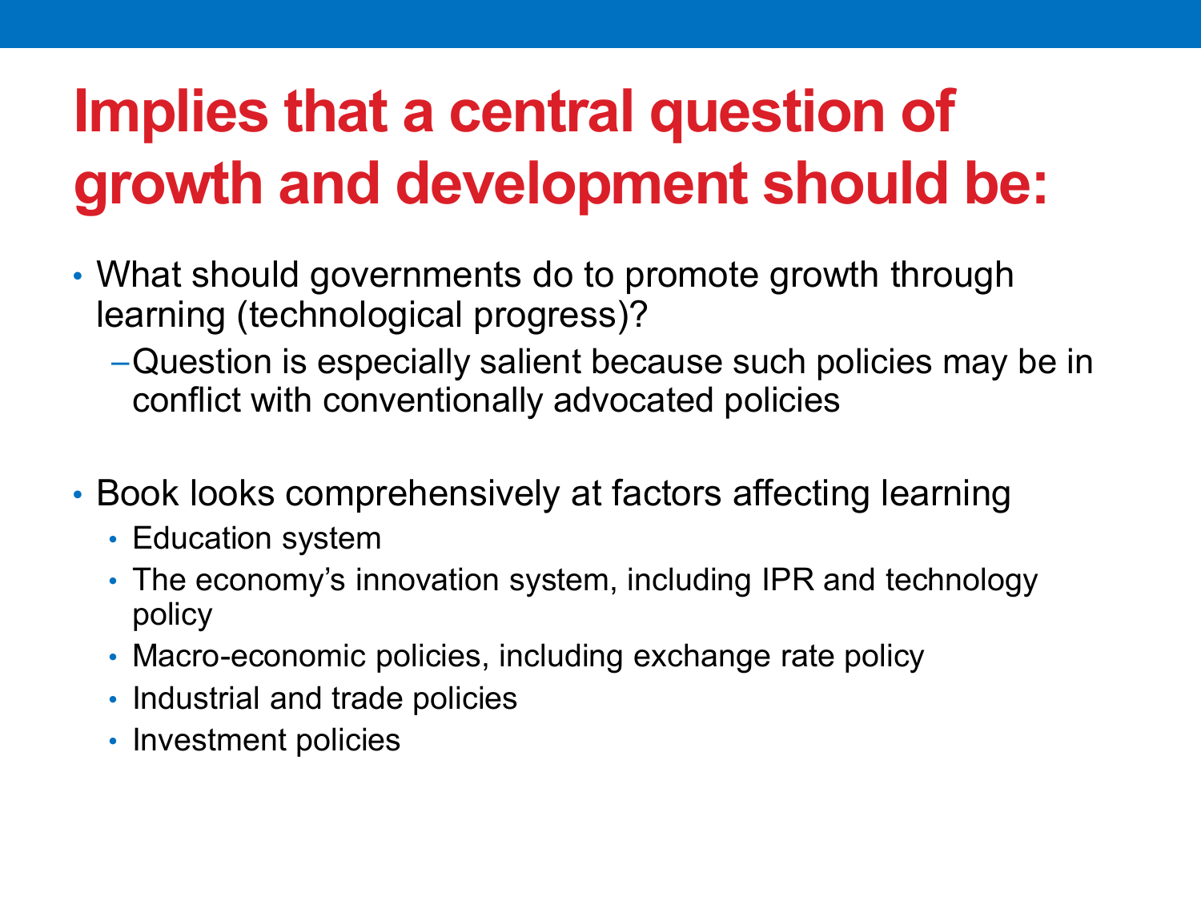# Implies that a central question of growth and development should be:

- What should governments do to promote growth through learning (technological progress)?
  - Question is especially salient because such policies may be in conflict with conventionally advocated policies

- Book looks comprehensively at factors affecting learning
  - Education system
  - The economy's innovation system, including IPR and technology policy
  - Macro-economic policies, including exchange rate policy
  - Industrial and trade policies
  - Investment policies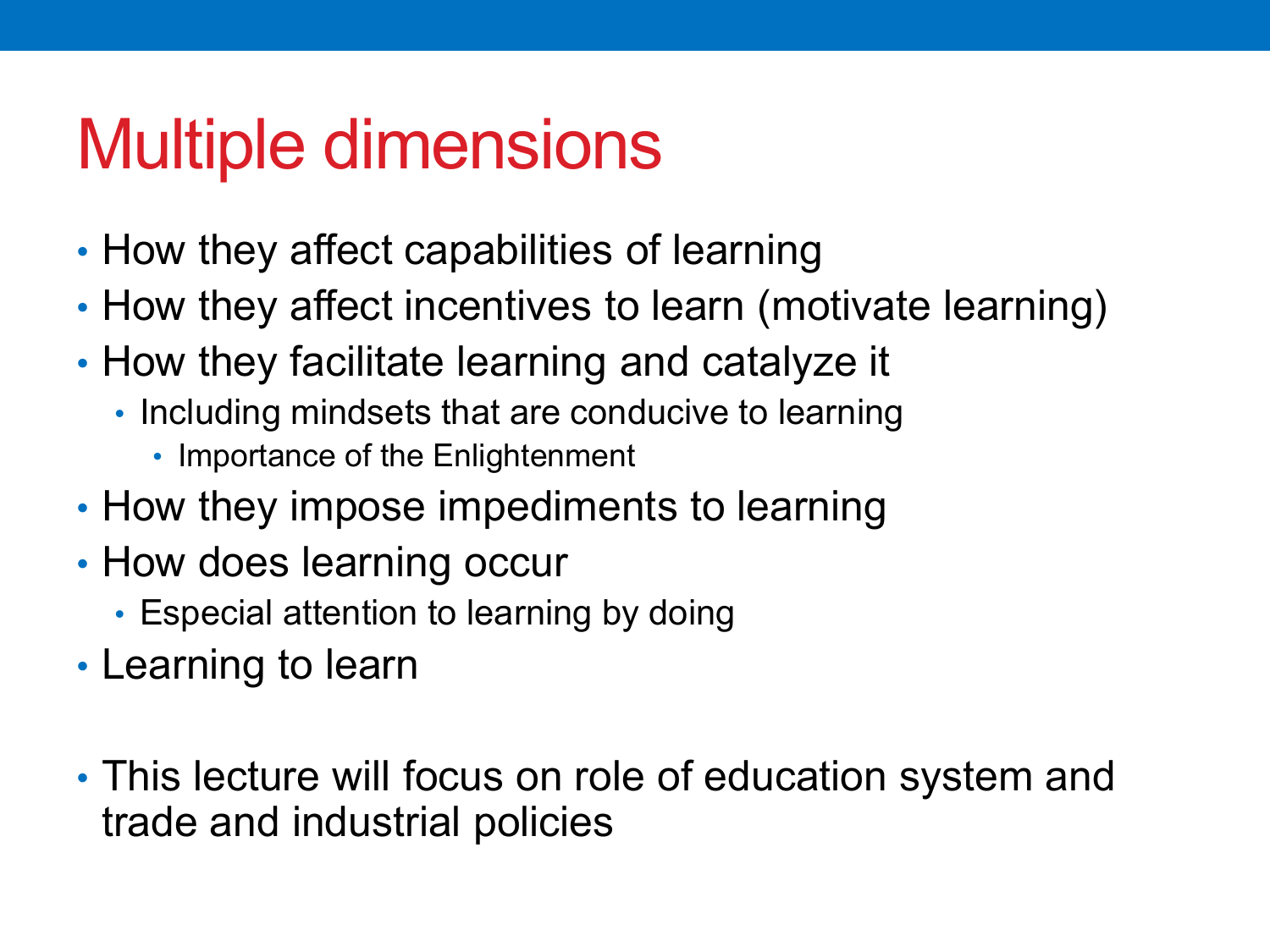# Multiple dimensions

- How they affect capabilities of learning
- How they affect incentives to learn (motivate learning)
- How they facilitate learning and catalyze it
  - Including mindsets that are conducive to learning
    - Importance of the Enlightenment
- How they impose impediments to learning
- How does learning occur
  - Especial attention to learning by doing
- Learning to learn

- This lecture will focus on role of education system and trade and industrial policies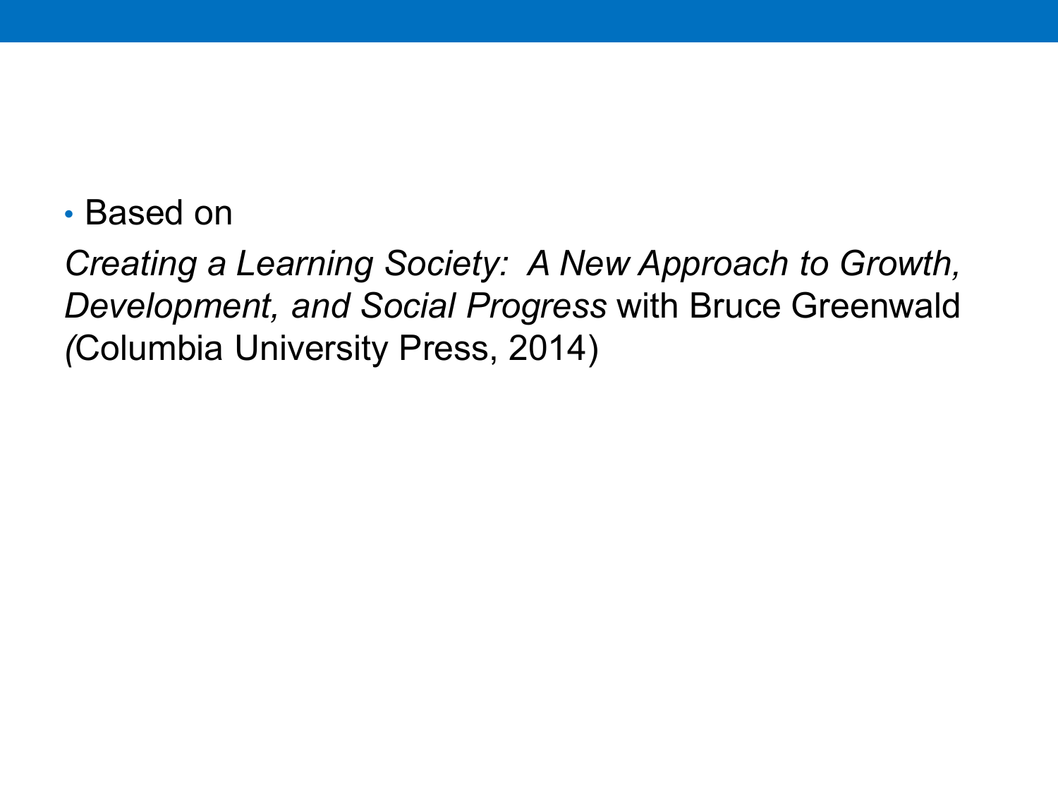- Based on

*Creating a Learning Society: A New Approach to Growth, Development, and Social Progress* with Bruce Greenwald (Columbia University Press, 2014)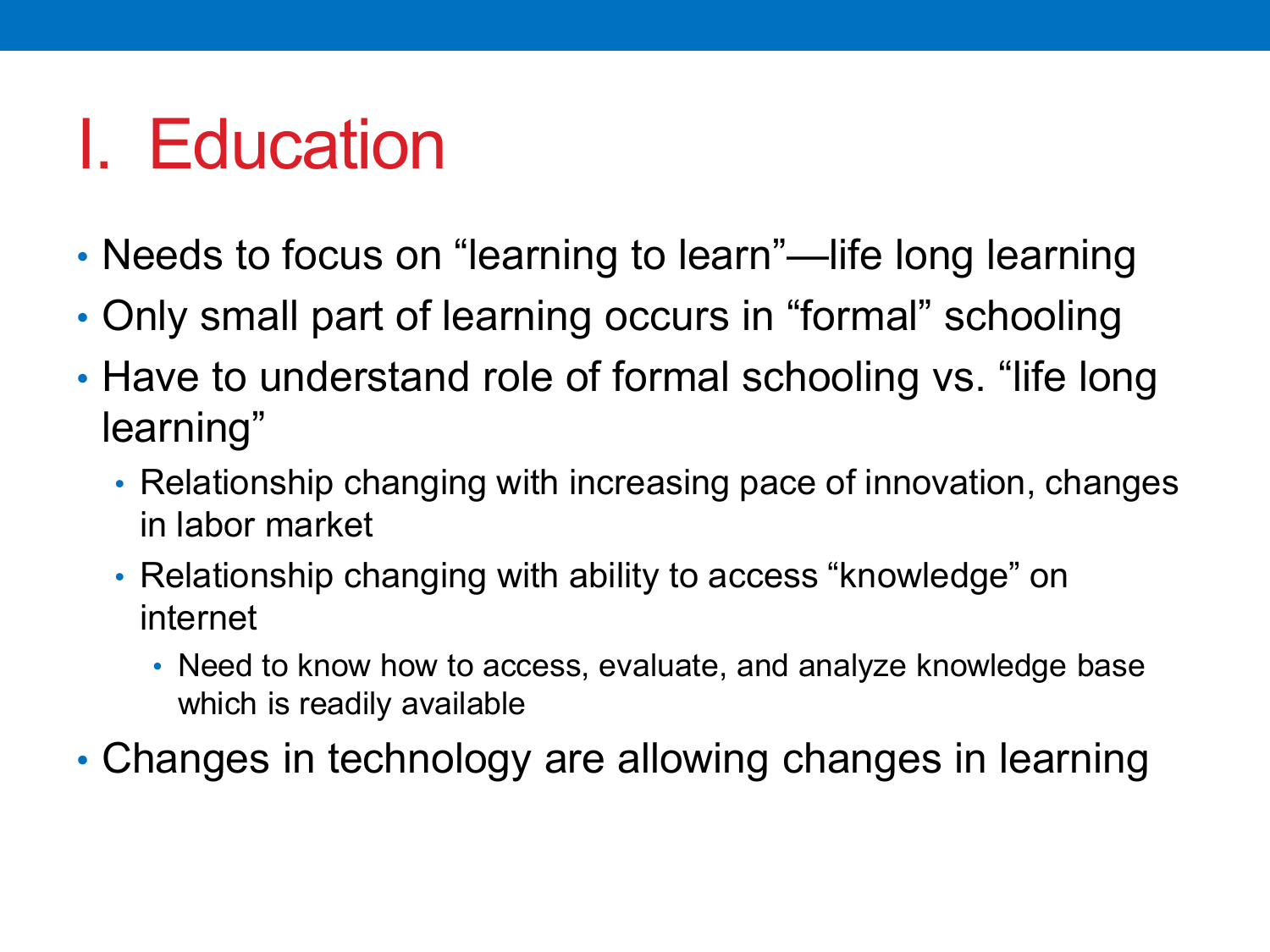# I. Education

- Needs to focus on "learning to learn"—life long learning
- Only small part of learning occurs in "formal" schooling
- Have to understand role of formal schooling vs. "life long learning"
  - Relationship changing with increasing pace of innovation, changes in labor market
  - Relationship changing with ability to access "knowledge" on internet
    - Need to know how to access, evaluate, and analyze knowledge base which is readily available
- Changes in technology are allowing changes in learning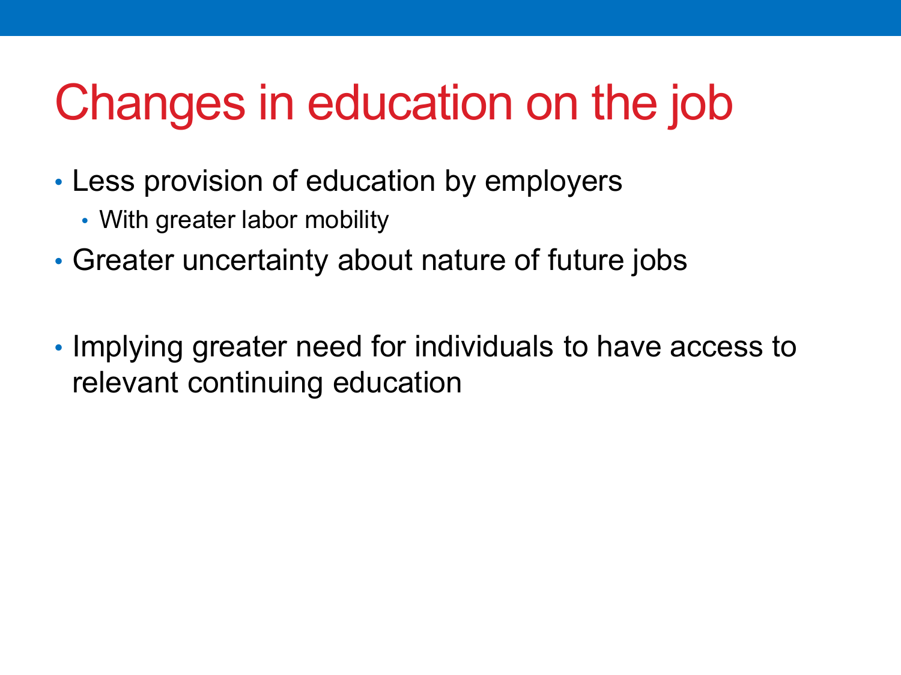# Changes in education on the job

- Less provision of education by employers
  - With greater labor mobility
- Greater uncertainty about nature of future jobs

- Implying greater need for individuals to have access to relevant continuing education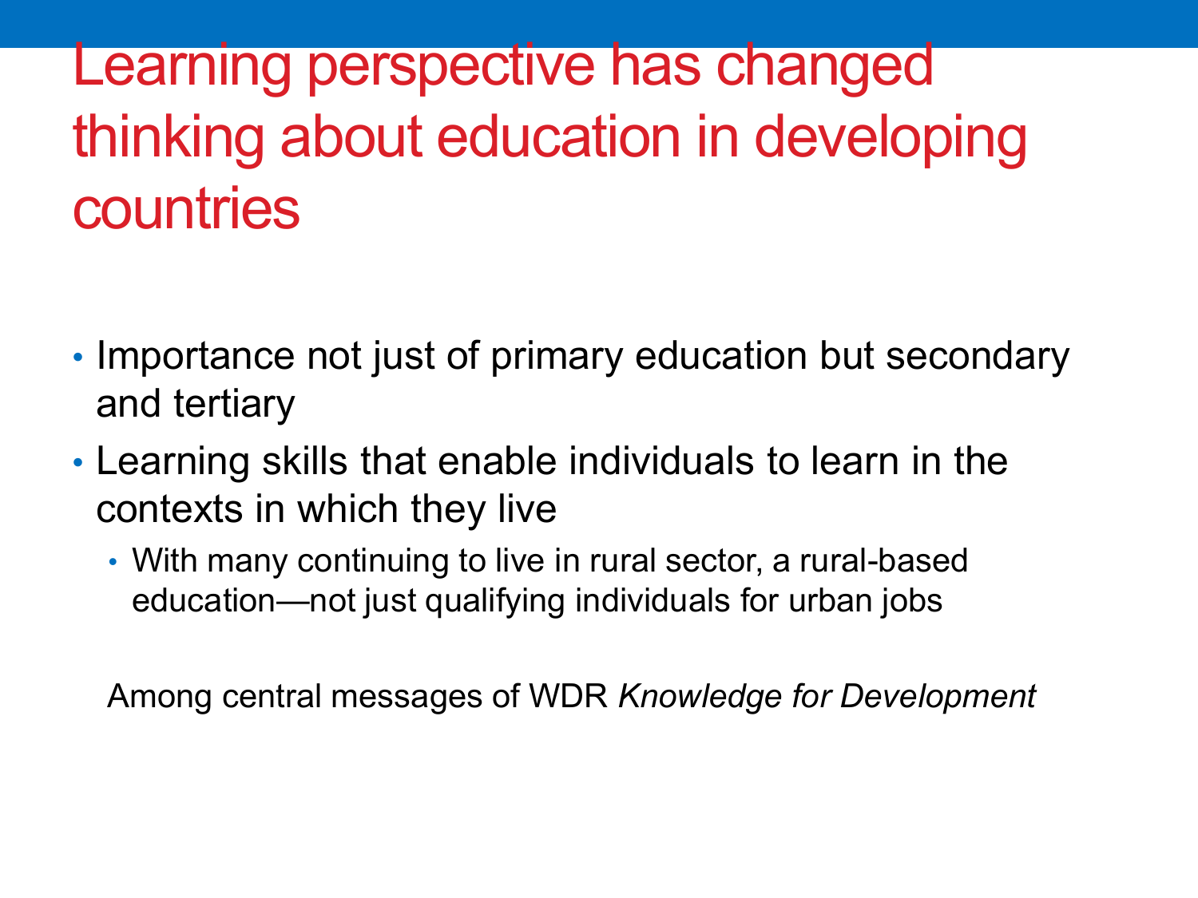# Learning perspective has changed thinking about education in developing countries

- Importance not just of primary education but secondary and tertiary
- Learning skills that enable individuals to learn in the contexts in which they live
  - With many continuing to live in rural sector, a rural-based education—not just qualifying individuals for urban jobs

Among central messages of WDR *Knowledge for Development*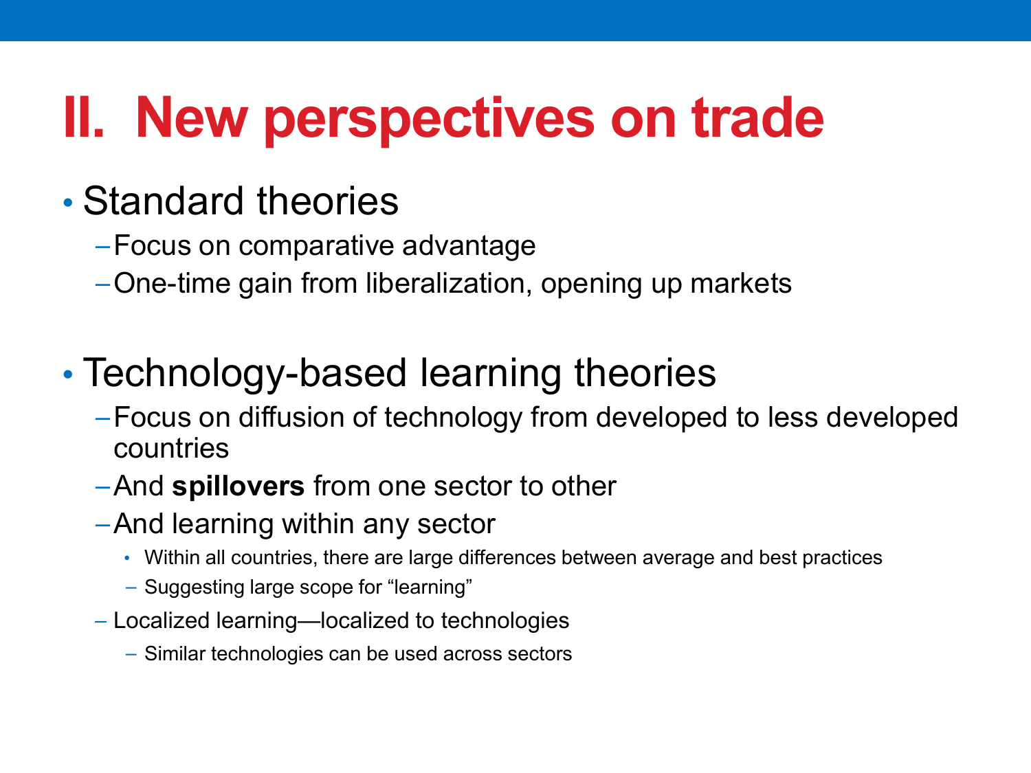# II. New perspectives on trade

- Standard theories
  - Focus on comparative advantage
  - One-time gain from liberalization, opening up markets

- Technology-based learning theories
  - Focus on diffusion of technology from developed to less developed countries
  - And **spillovers** from one sector to other
  - And learning within any sector
    - Within all countries, there are large differences between average and best practices
    - Suggesting large scope for "learning"
  - Localized learning—localized to technologies
    - Similar technologies can be used across sectors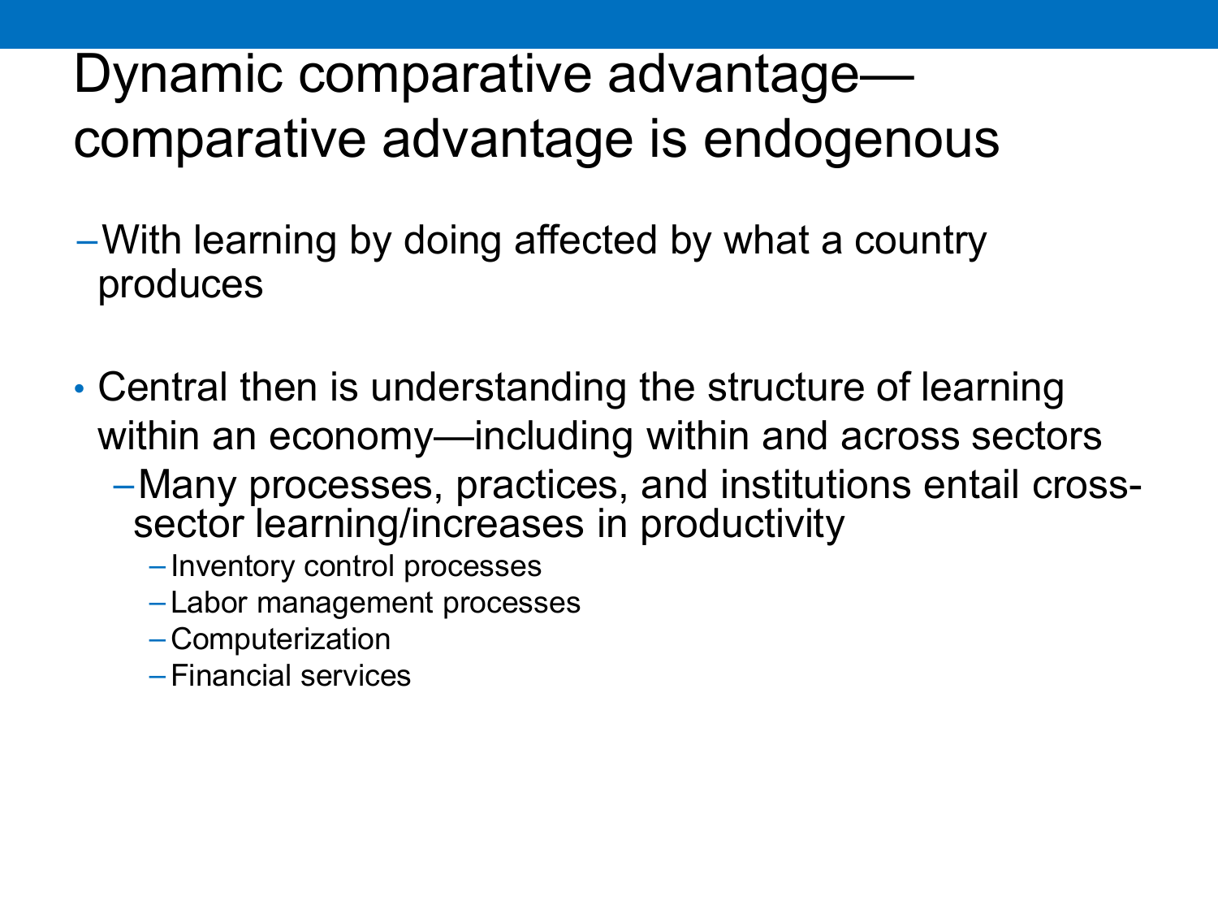# Dynamic comparative advantage—comparative advantage is endogenous

- With learning by doing affected by what a country produces

- Central then is understanding the structure of learning within an economy—including within and across sectors
  - Many processes, practices, and institutions entail cross-sector learning/increases in productivity
    - Inventory control processes
    - Labor management processes
    - Computerization
    - Financial services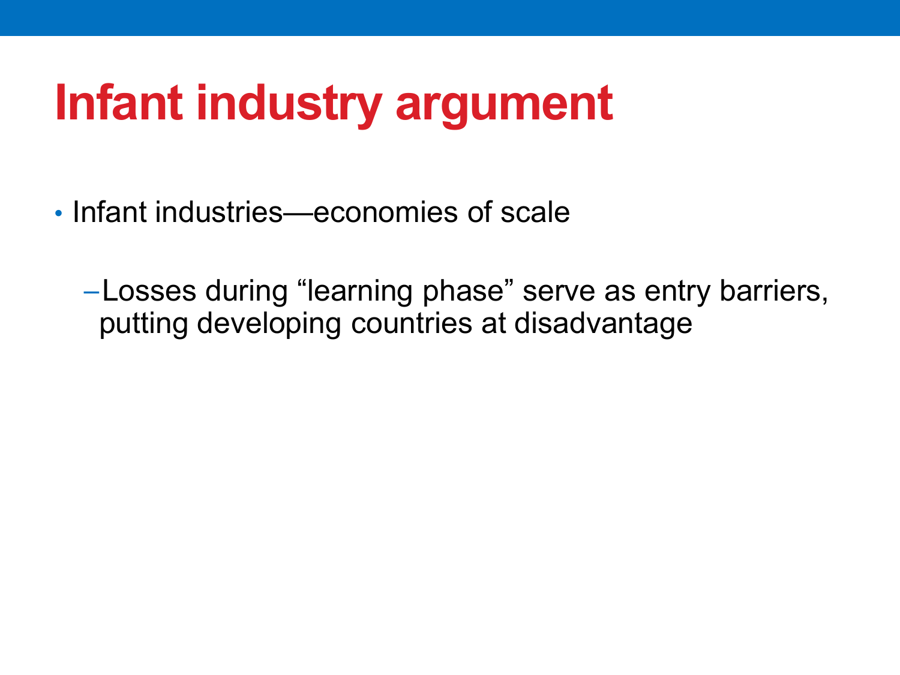# Infant industry argument

- Infant industries—economies of scale
  - Losses during “learning phase” serve as entry barriers, putting developing countries at disadvantage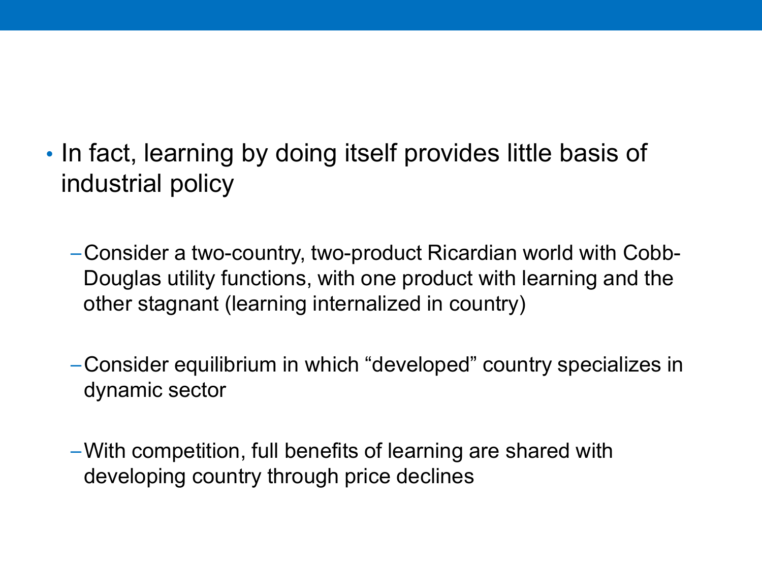- In fact, learning by doing itself provides little basis of industrial policy
  - Consider a two-country, two-product Ricardian world with Cobb-Douglas utility functions, with one product with learning and the other stagnant (learning internalized in country)
  - Consider equilibrium in which "developed" country specializes in dynamic sector
  - With competition, full benefits of learning are shared with developing country through price declines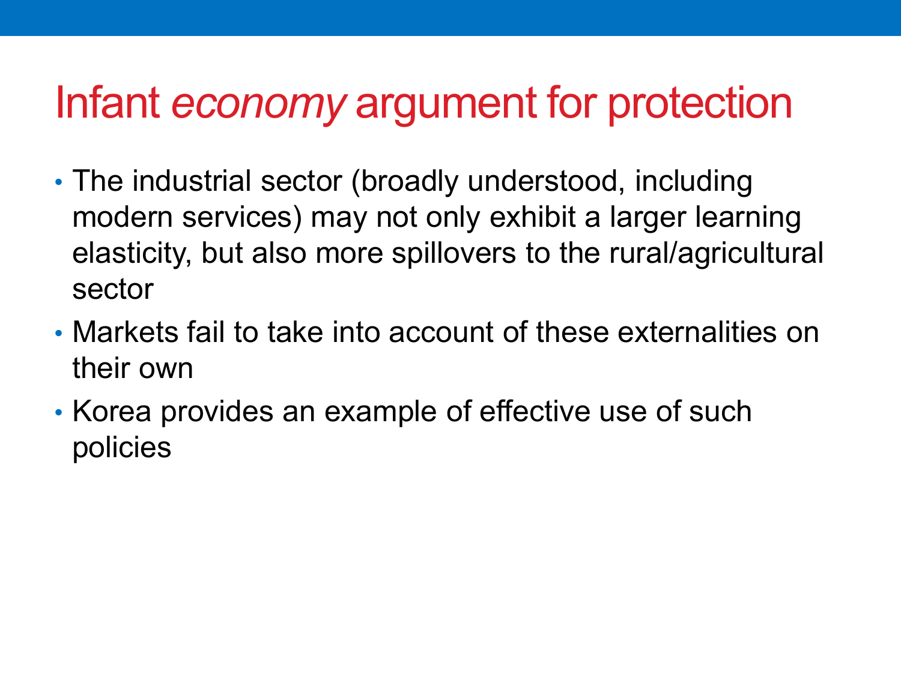# Infant *economy* argument for protection

- The industrial sector (broadly understood, including modern services) may not only exhibit a larger learning elasticity, but also more spillovers to the rural/agricultural sector
- Markets fail to take into account of these externalities on their own
- Korea provides an example of effective use of such policies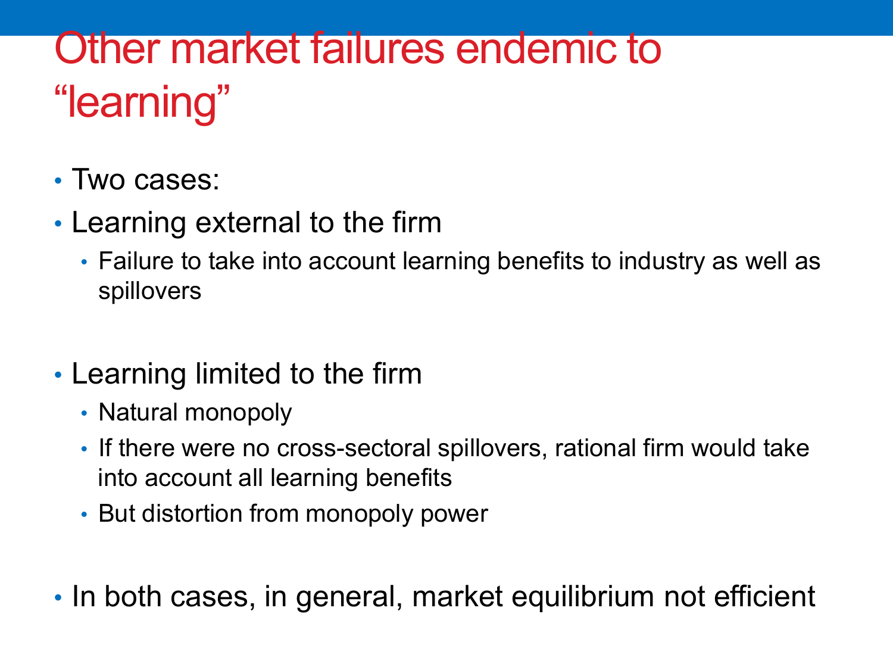# Other market failures endemic to "learning"

- Two cases:
- Learning external to the firm
  - Failure to take into account learning benefits to industry as well as spillovers

- Learning limited to the firm
  - Natural monopoly
  - If there were no cross-sectoral spillovers, rational firm would take into account all learning benefits
  - But distortion from monopoly power

- In both cases, in general, market equilibrium not efficient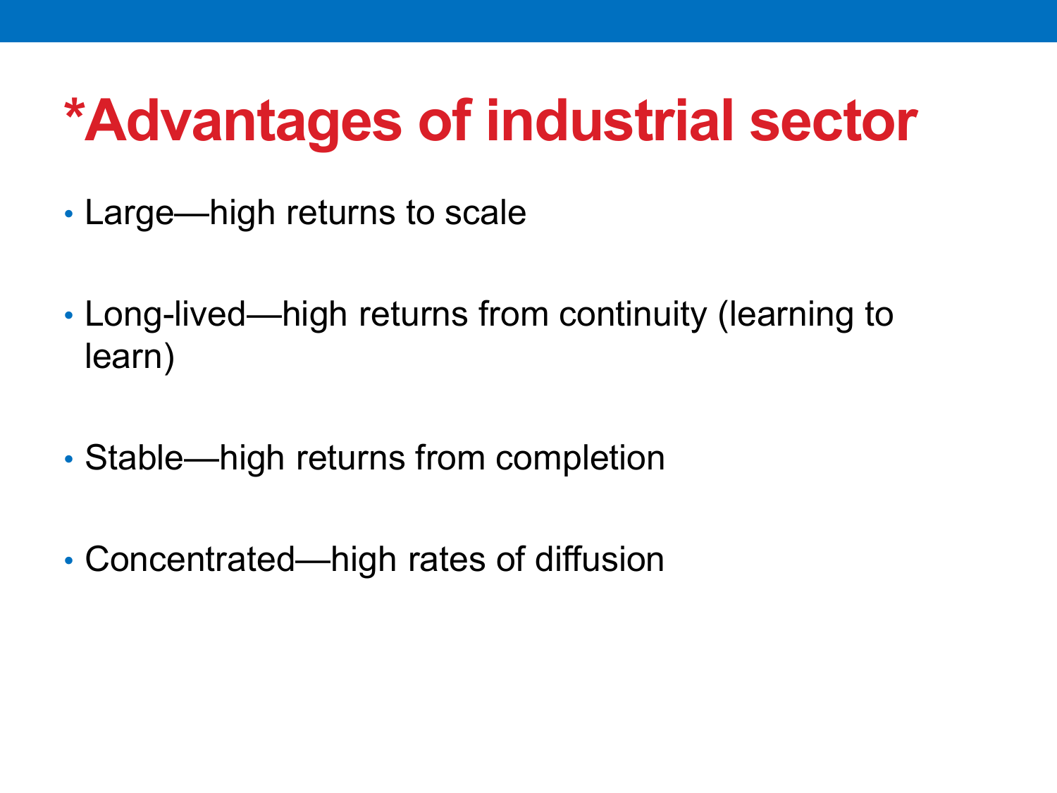# *Advantages of industrial sector

- Large—high returns to scale
- Long-lived—high returns from continuity (learning to learn)
- Stable—high returns from completion
- Concentrated—high rates of diffusion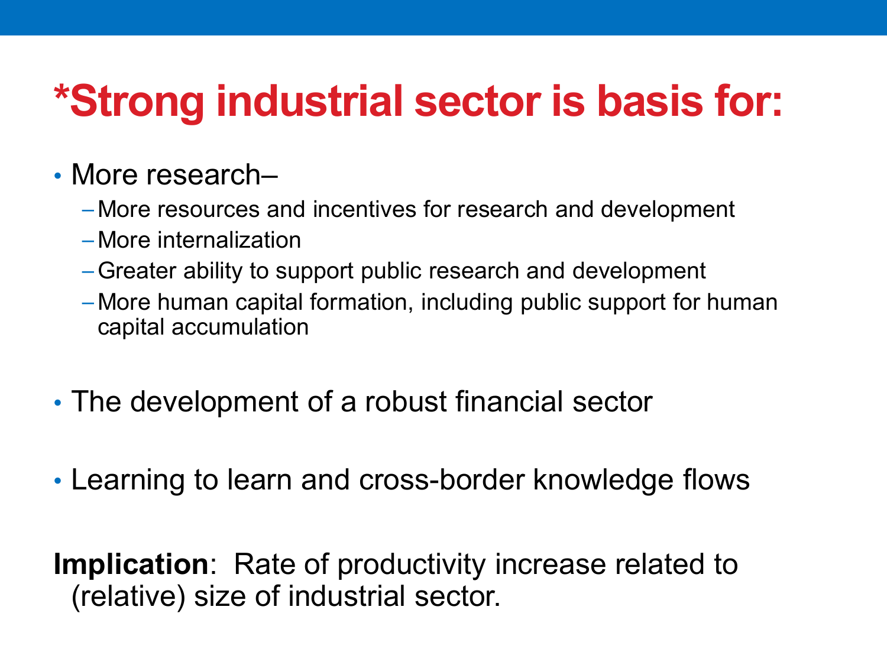# *Strong industrial sector is basis for:

- More research–
  - More resources and incentives for research and development
  - More internalization
  - Greater ability to support public research and development
  - More human capital formation, including public support for human capital accumulation

- The development of a robust financial sector

- Learning to learn and cross-border knowledge flows

**Implication**: Rate of productivity increase related to (relative) size of industrial sector.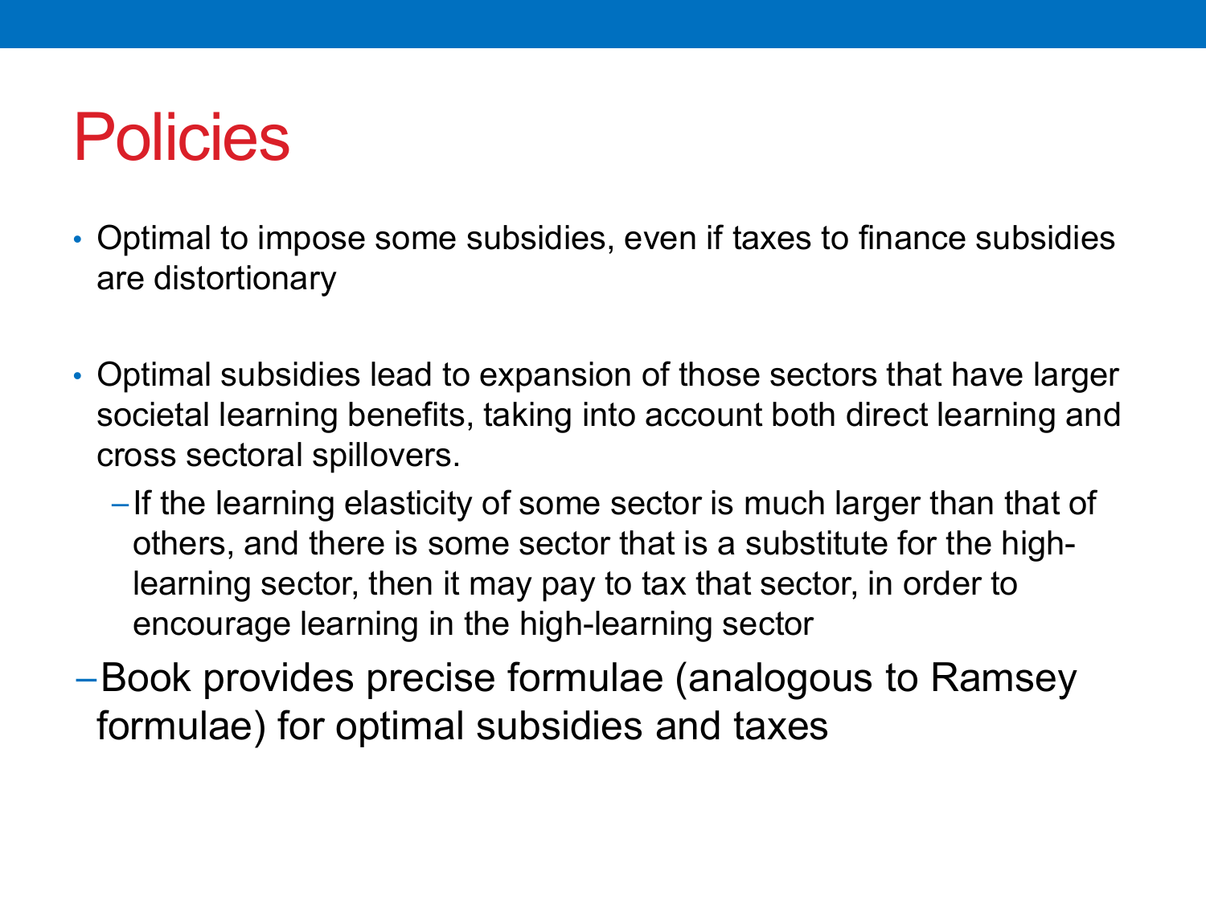# Policies

- Optimal to impose some subsidies, even if taxes to finance subsidies are distortionary

- Optimal subsidies lead to expansion of those sectors that have larger societal learning benefits, taking into account both direct learning and cross sectoral spillovers.
  - If the learning elasticity of some sector is much larger than that of others, and there is some sector that is a substitute for the high-learning sector, then it may pay to tax that sector, in order to encourage learning in the high-learning sector
- Book provides precise formulae (analogous to Ramsey formulae) for optimal subsidies and taxes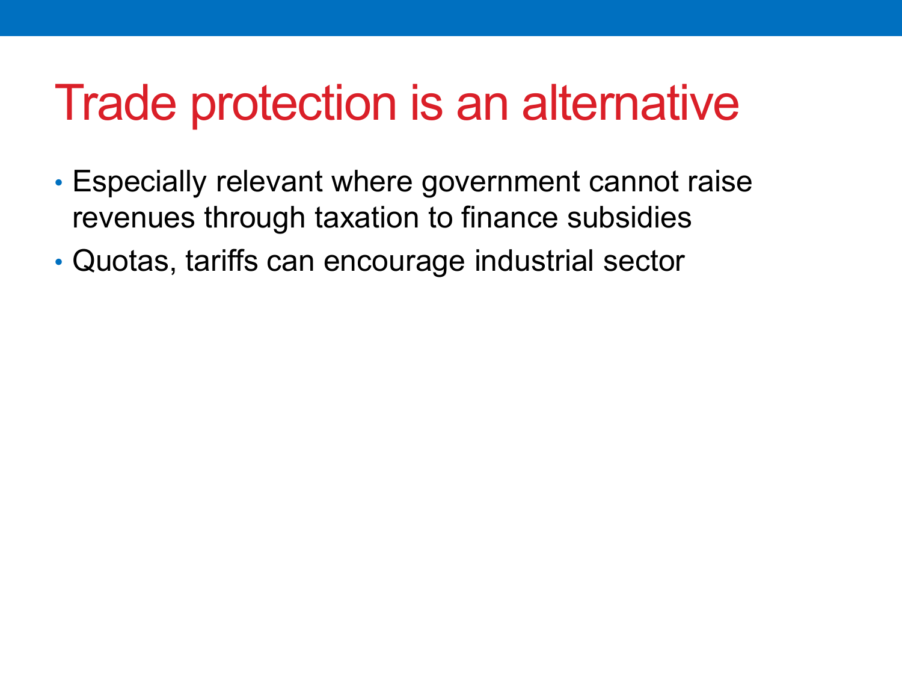# Trade protection is an alternative

- Especially relevant where government cannot raise revenues through taxation to finance subsidies
- Quotas, tariffs can encourage industrial sector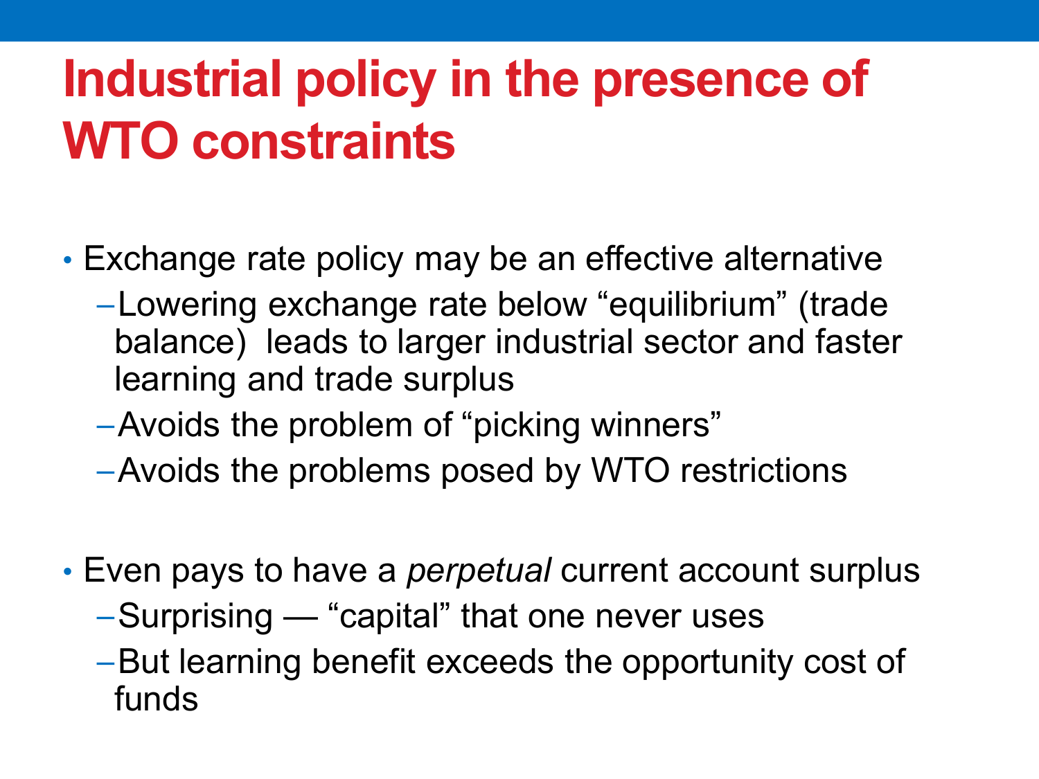# Industrial policy in the presence of WTO constraints

- Exchange rate policy may be an effective alternative
  - Lowering exchange rate below “equilibrium” (trade balance) leads to larger industrial sector and faster learning and trade surplus
  - Avoids the problem of “picking winners”
  - Avoids the problems posed by WTO restrictions

- Even pays to have a *perpetual* current account surplus
  - Surprising — “capital” that one never uses
  - But learning benefit exceeds the opportunity cost of funds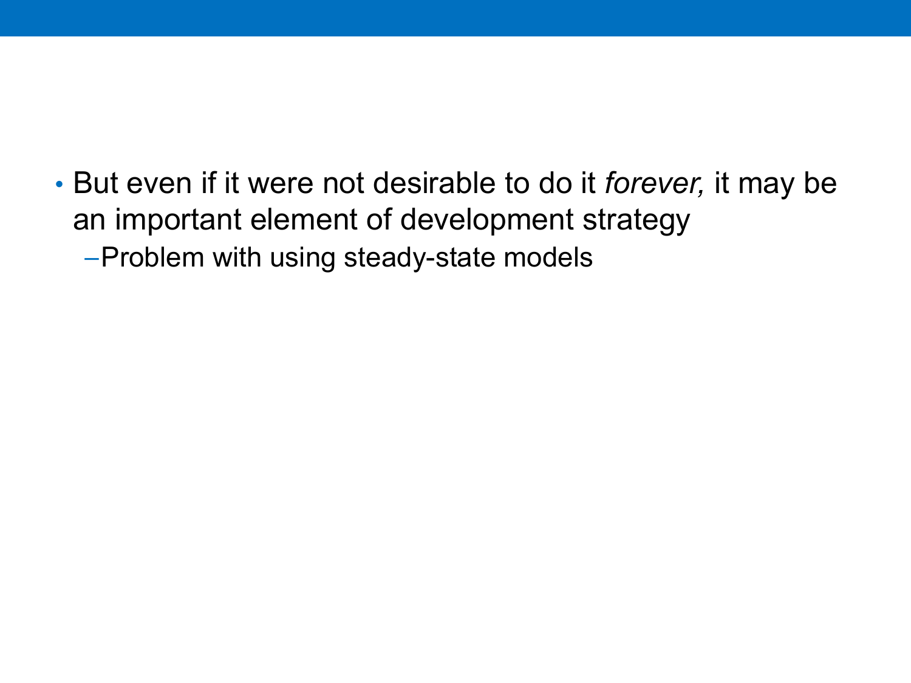- But even if it were not desirable to do it *forever,* it may be an important element of development strategy
  - Problem with using steady-state models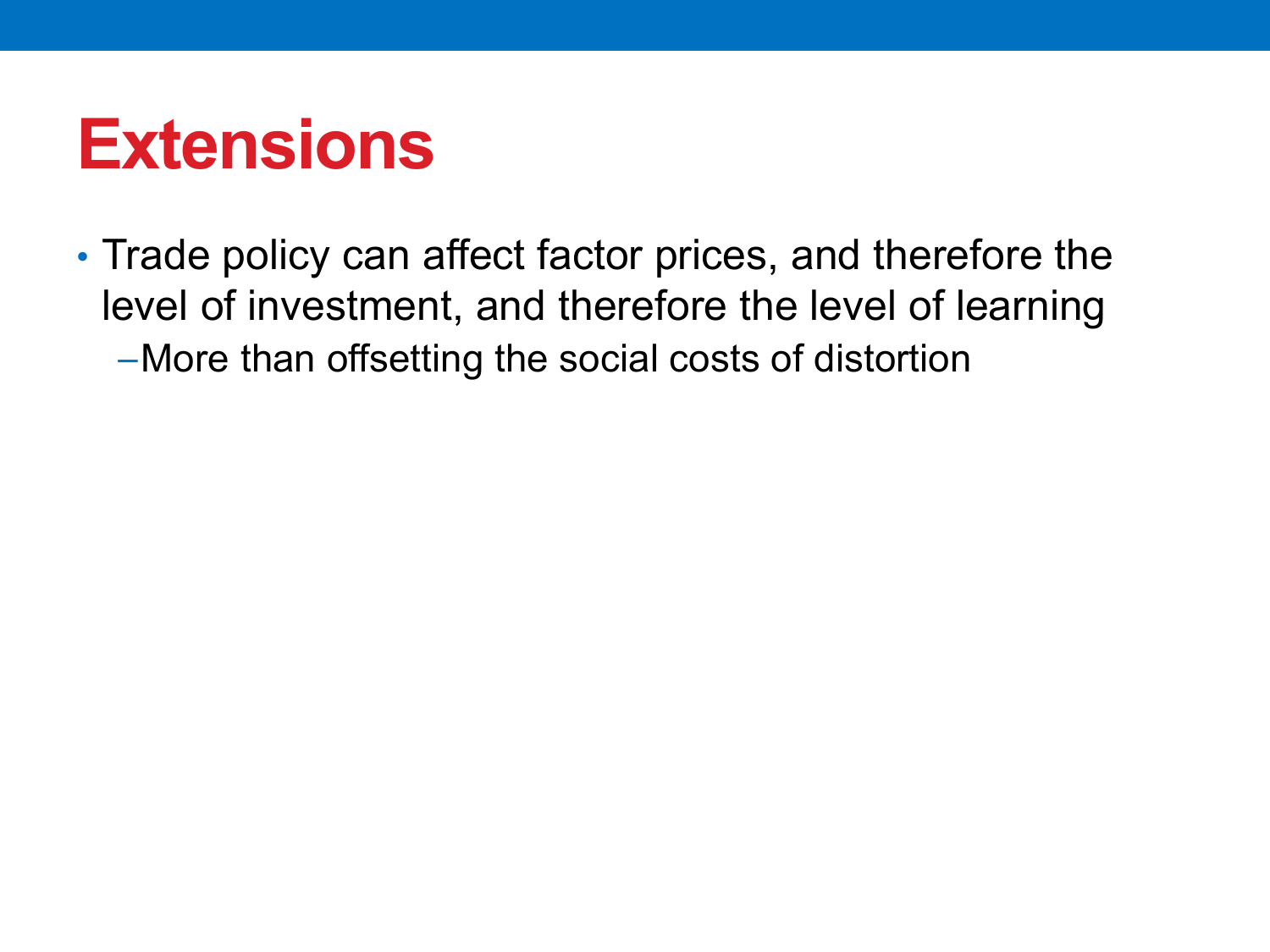# Extensions

- Trade policy can affect factor prices, and therefore the level of investment, and therefore the level of learning
  - More than offsetting the social costs of distortion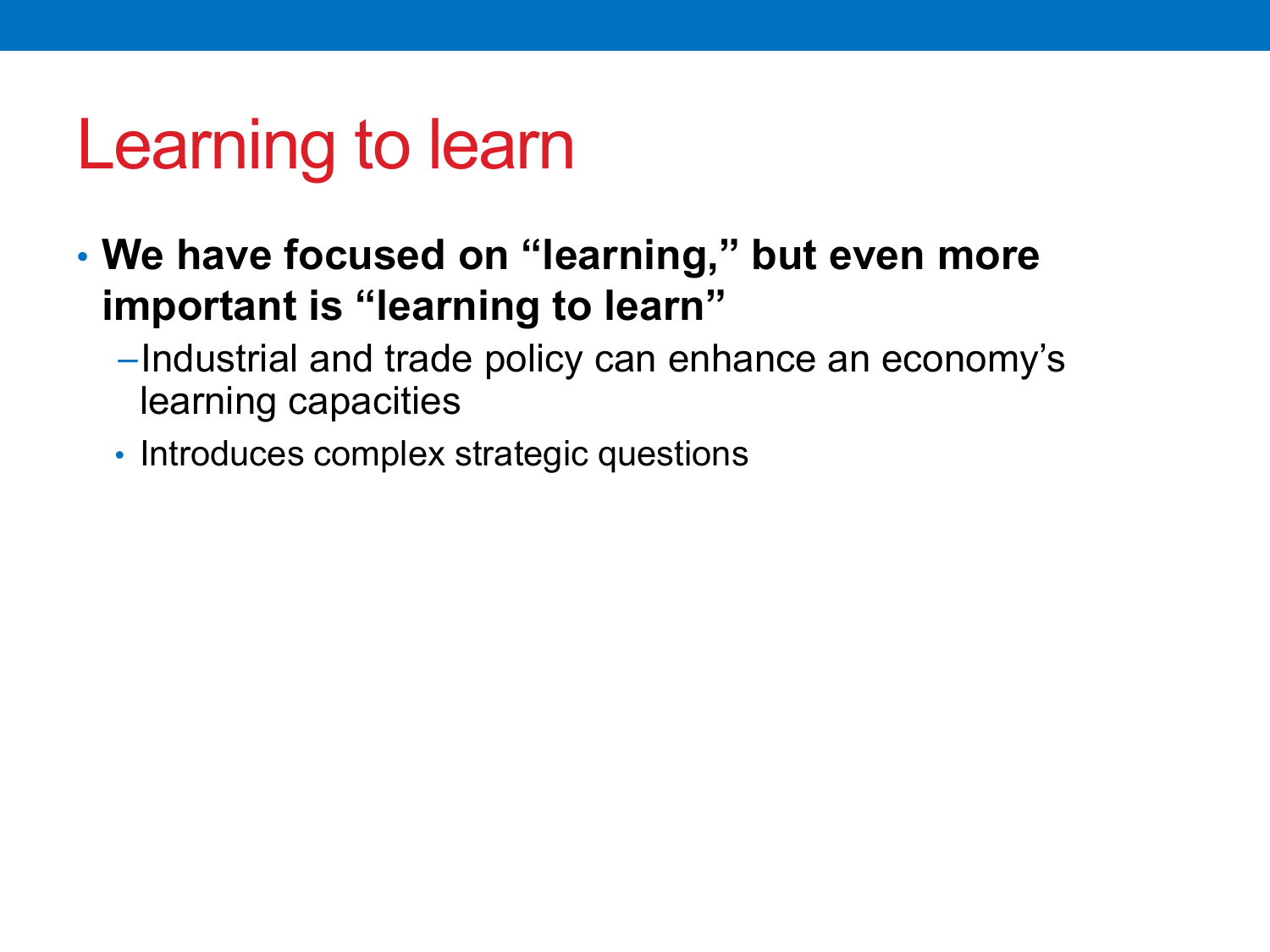# Learning to learn

- **We have focused on “learning,” but even more important is “learning to learn”**
  - Industrial and trade policy can enhance an economy’s learning capacities
    - Introduces complex strategic questions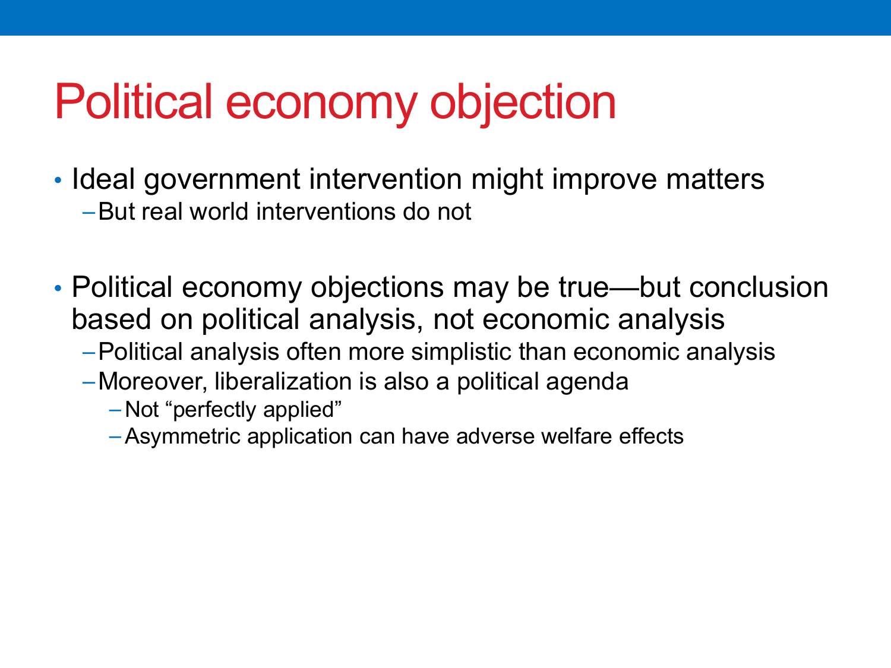# Political economy objection

- Ideal government intervention might improve matters
  - But real world interventions do not

- Political economy objections may be true—but conclusion based on political analysis, not economic analysis
  - Political analysis often more simplistic than economic analysis
  - Moreover, liberalization is also a political agenda
    - Not "perfectly applied"
    - Asymmetric application can have adverse welfare effects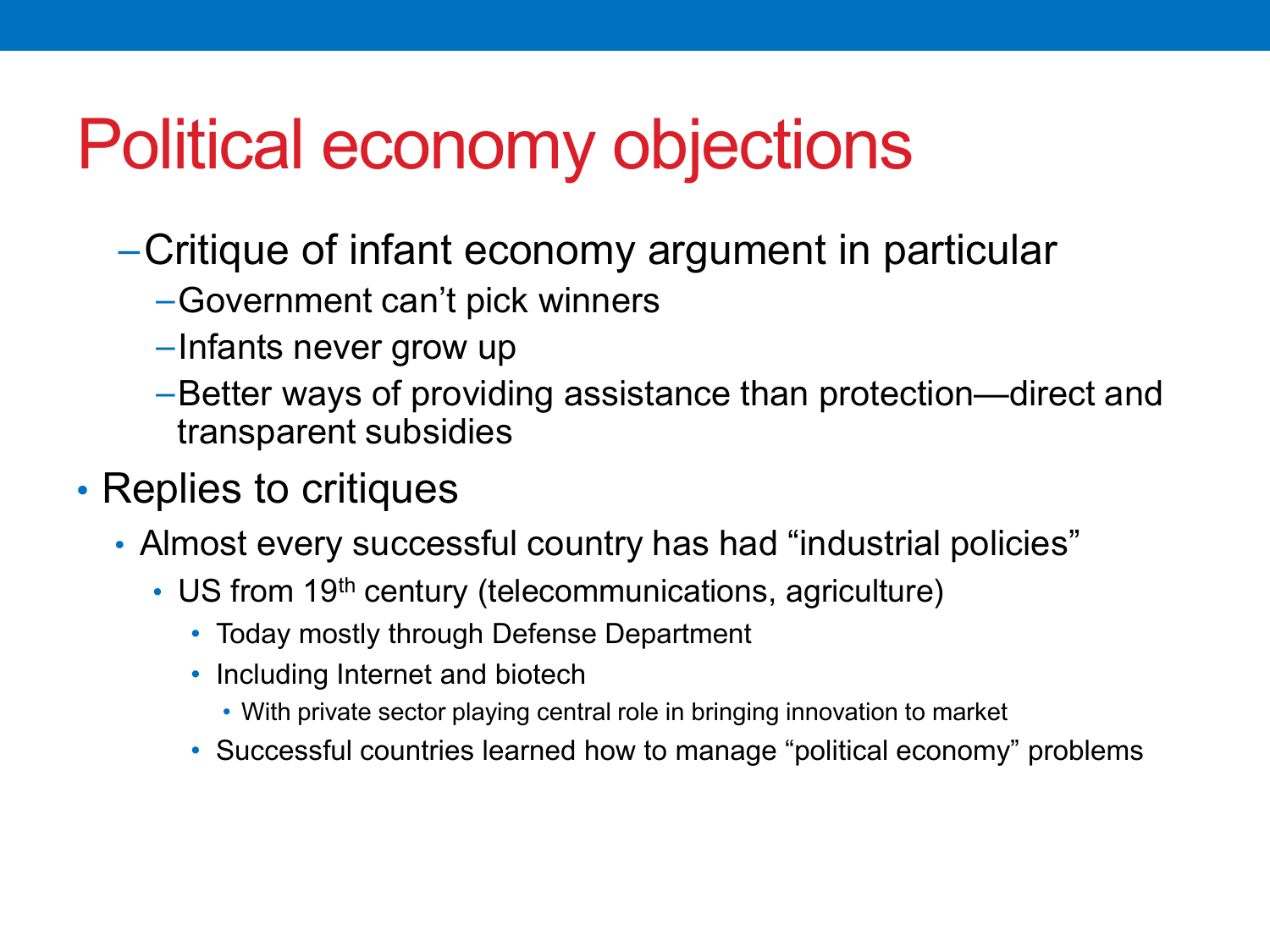# Political economy objections

- Critique of infant economy argument in particular
  - Government can't pick winners
  - Infants never grow up
  - Better ways of providing assistance than protection—direct and transparent subsidies
- Replies to critiques
  - Almost every successful country has had "industrial policies"
    - US from 19th century (telecommunications, agriculture)
      - Today mostly through Defense Department
      - Including Internet and biotech
        - With private sector playing central role in bringing innovation to market
      - Successful countries learned how to manage "political economy" problems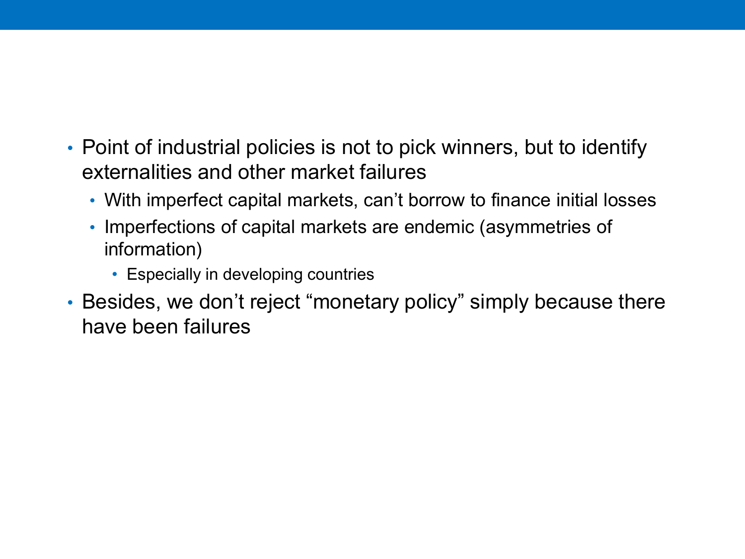- Point of industrial policies is not to pick winners, but to identify externalities and other market failures
  - With imperfect capital markets, can't borrow to finance initial losses
  - Imperfections of capital markets are endemic (asymmetries of information)
    - Especially in developing countries
- Besides, we don't reject "monetary policy" simply because there have been failures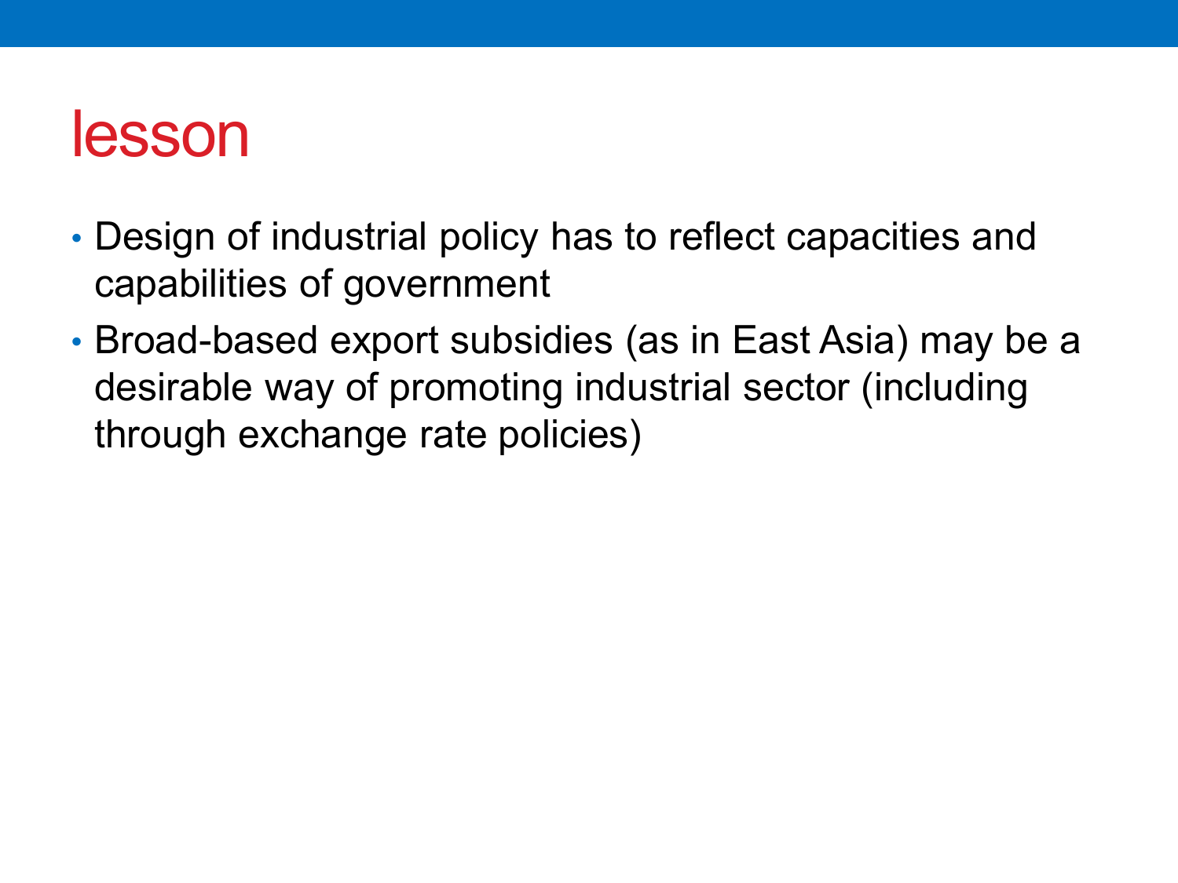# lesson

- Design of industrial policy has to reflect capacities and capabilities of government
- Broad-based export subsidies (as in East Asia) may be a desirable way of promoting industrial sector (including through exchange rate policies)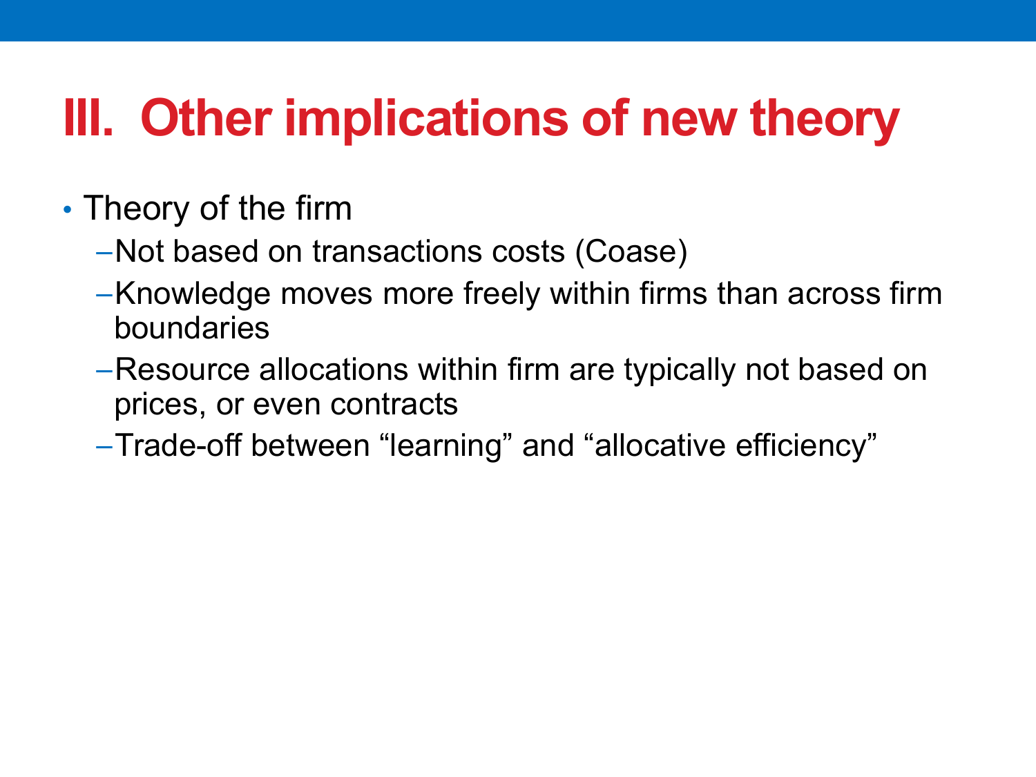# III. Other implications of new theory

- Theory of the firm
  - Not based on transactions costs (Coase)
  - Knowledge moves more freely within firms than across firm boundaries
  - Resource allocations within firm are typically not based on prices, or even contracts
  - Trade-off between "learning" and "allocative efficiency"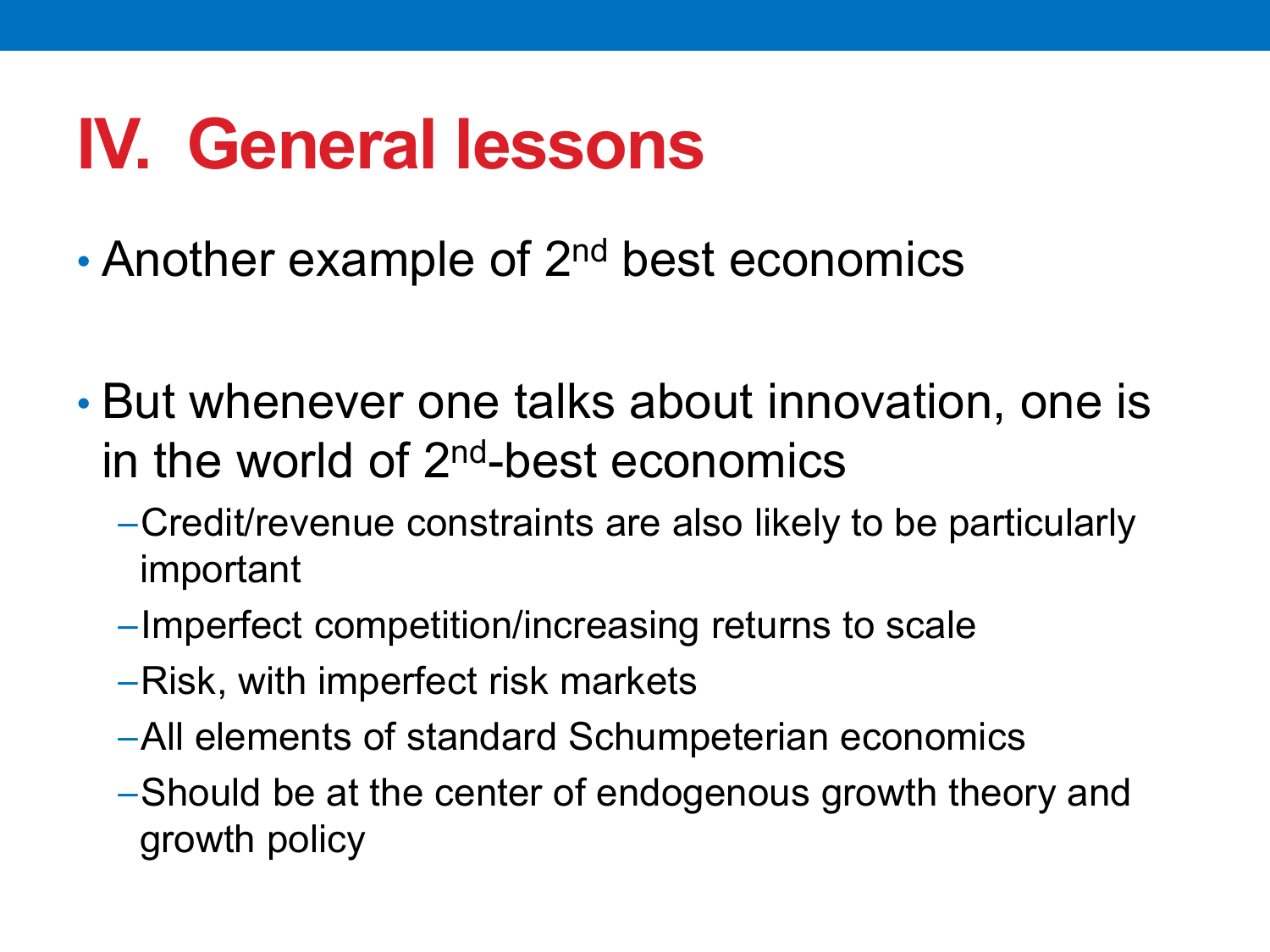# IV. General lessons

- Another example of $2^{nd}$ best economics

- But whenever one talks about innovation, one is in the world of $2^{nd}$-best economics
  - Credit/revenue constraints are also likely to be particularly important
  - Imperfect competition/increasing returns to scale
  - Risk, with imperfect risk markets
  - All elements of standard Schumpeterian economics
  - Should be at the center of endogenous growth theory and growth policy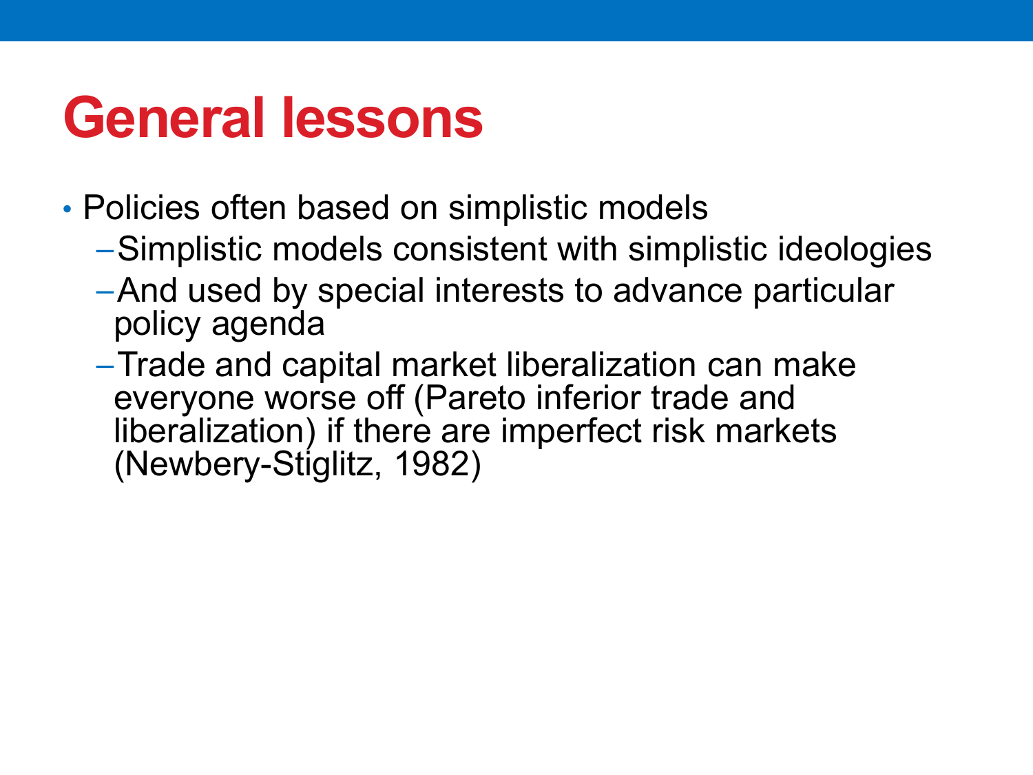# General lessons

- Policies often based on simplistic models
  - Simplistic models consistent with simplistic ideologies
  - And used by special interests to advance particular policy agenda
  - Trade and capital market liberalization can make everyone worse off (Pareto inferior trade and liberalization) if there are imperfect risk markets (Newbery-Stiglitz, 1982)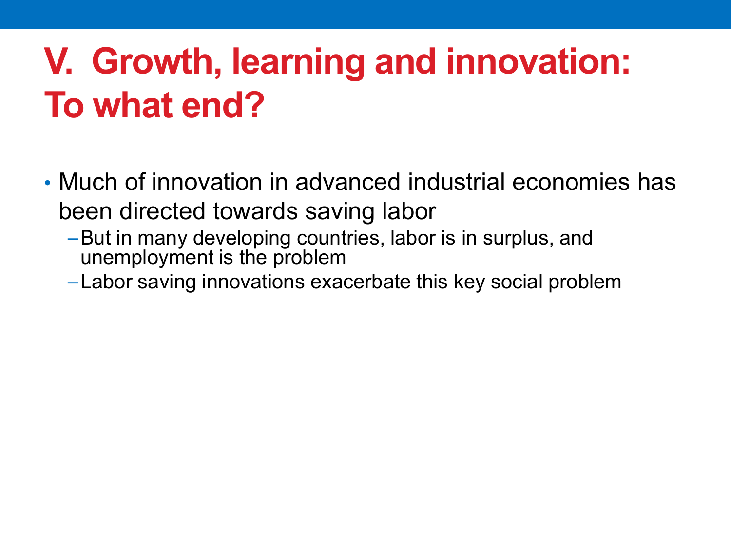# V. Growth, learning and innovation: To what end?

- Much of innovation in advanced industrial economies has been directed towards saving labor
  - But in many developing countries, labor is in surplus, and unemployment is the problem
  - Labor saving innovations exacerbate this key social problem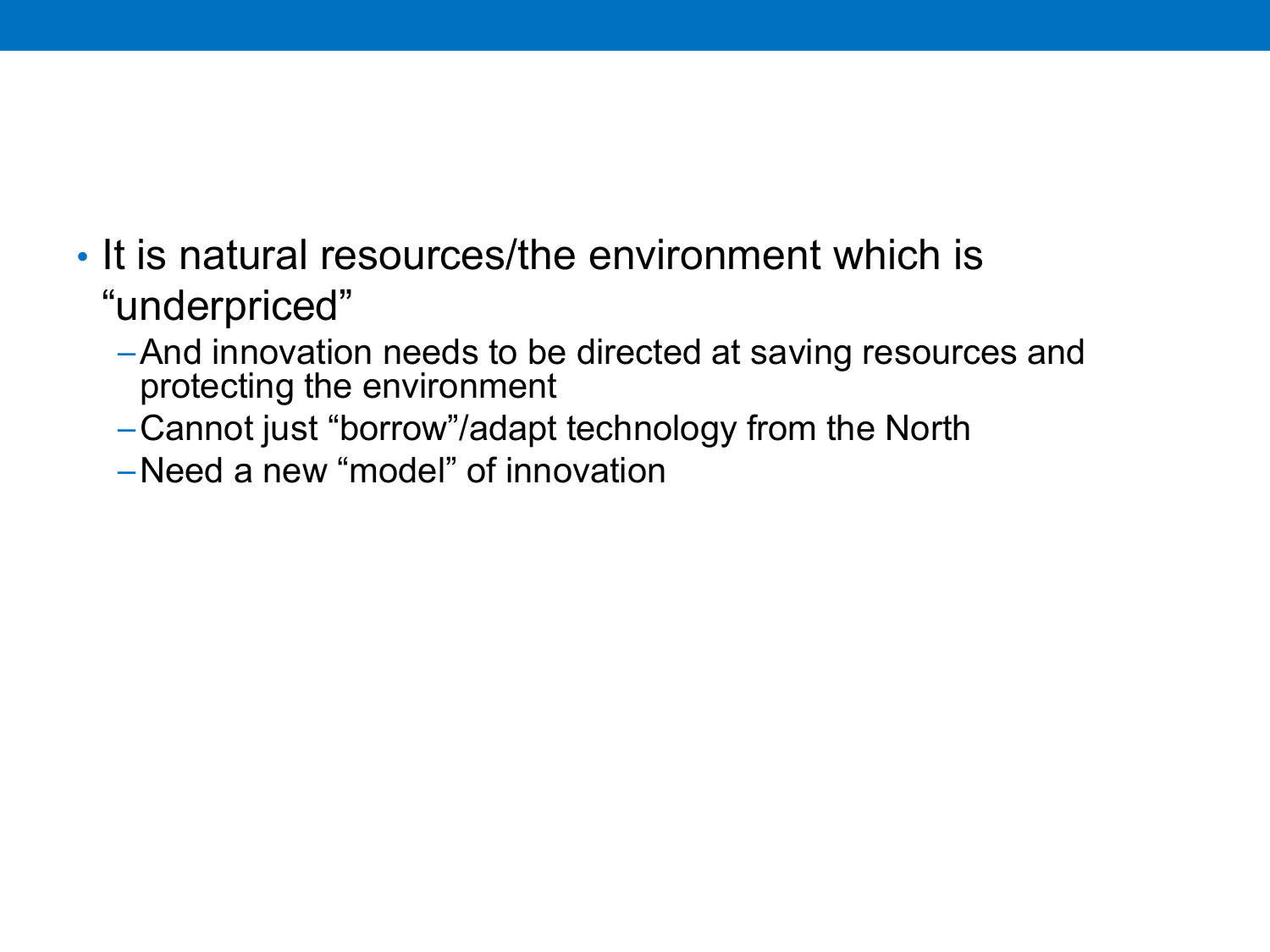- It is natural resources/the environment which is "underpriced"
  - And innovation needs to be directed at saving resources and protecting the environment
  - Cannot just "borrow"/adapt technology from the North
  - Need a new "model" of innovation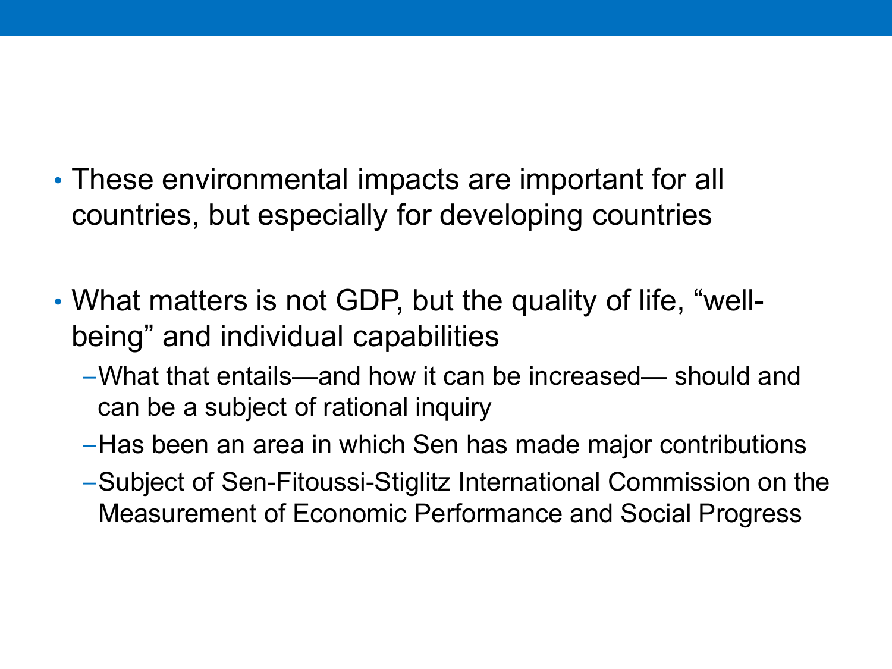- These environmental impacts are important for all countries, but especially for developing countries

- What matters is not GDP, but the quality of life, “well-being” and individual capabilities
  - What that entails—and how it can be increased— should and can be a subject of rational inquiry
  - Has been an area in which Sen has made major contributions
  - Subject of Sen-Fitoussi-Stiglitz International Commission on the Measurement of Economic Performance and Social Progress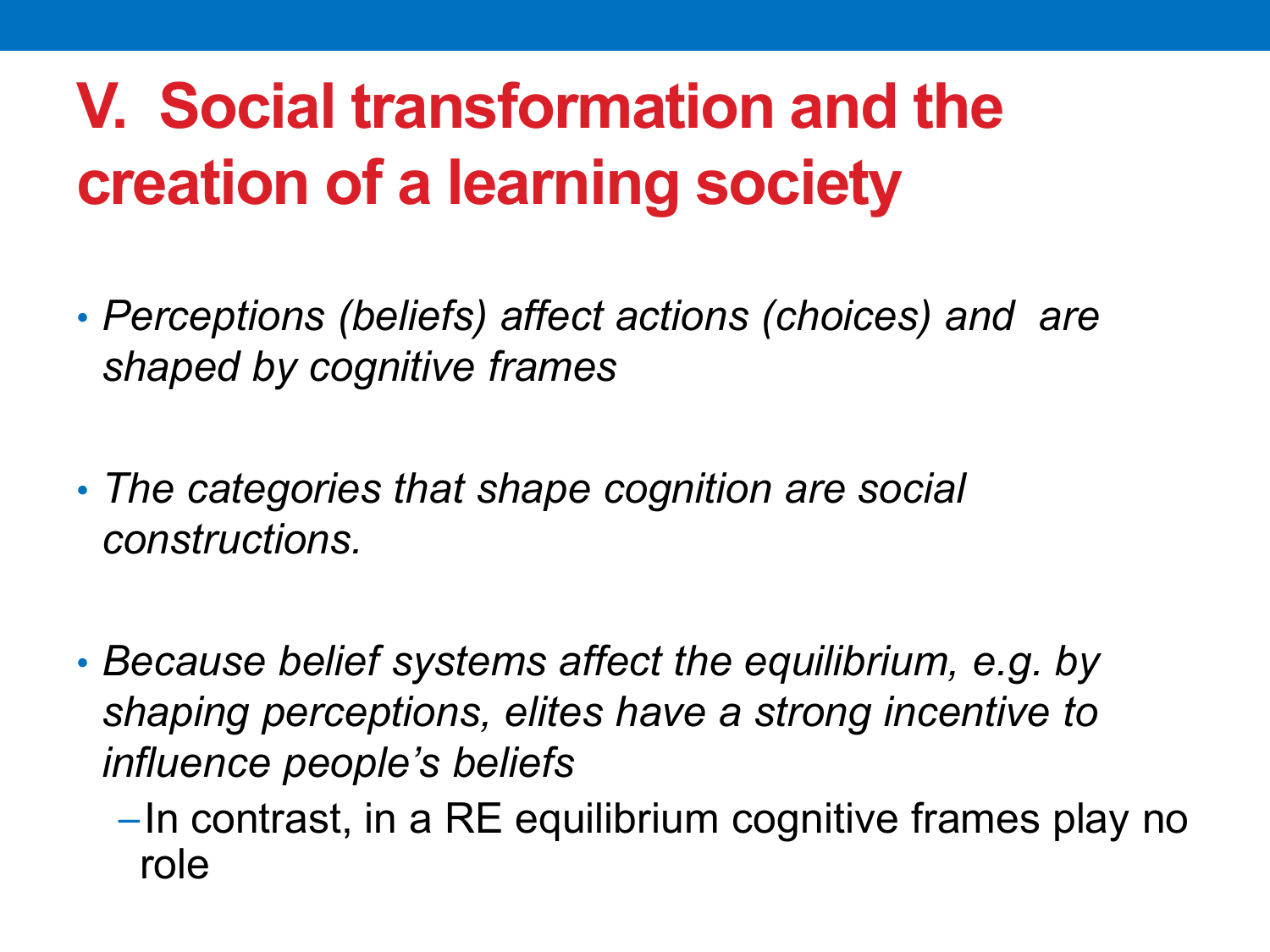# V. Social transformation and the creation of a learning society

- *Perceptions (beliefs) affect actions (choices) and are shaped by cognitive frames*
- *The categories that shape cognition are social constructions.*
- *Because belief systems affect the equilibrium, e.g. by shaping perceptions, elites have a strong incentive to influence people's beliefs*
  - In contrast, in a RE equilibrium cognitive frames play no role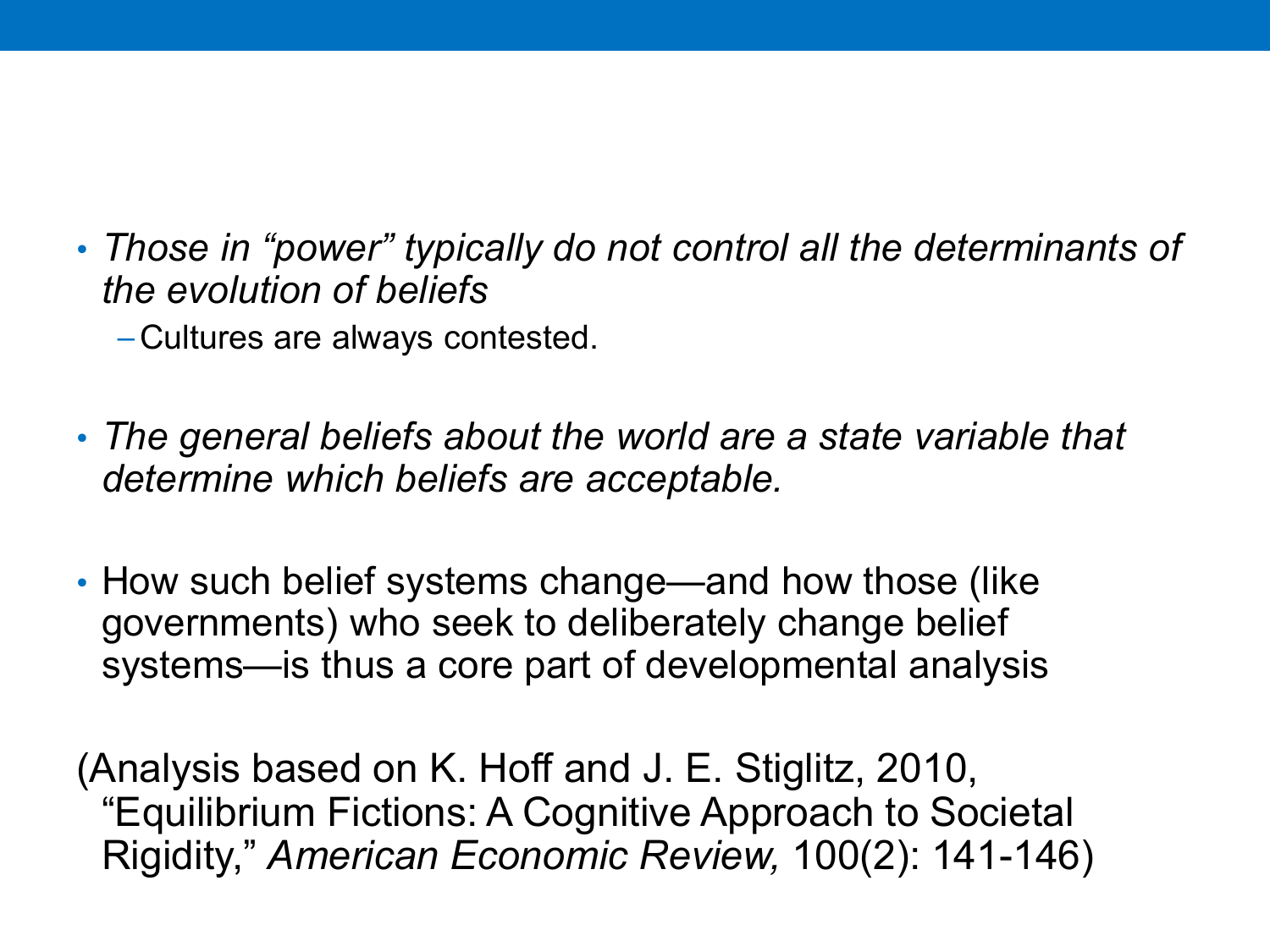- *Those in "power" typically do not control all the determinants of the evolution of beliefs*
  - Cultures are always contested.

- *The general beliefs about the world are a state variable that determine which beliefs are acceptable.*

- How such belief systems change—and how those (like governments) who seek to deliberately change belief systems—is thus a core part of developmental analysis

(Analysis based on K. Hoff and J. E. Stiglitz, 2010, "Equilibrium Fictions: A Cognitive Approach to Societal Rigidity," *American Economic Review,* 100(2): 141-146)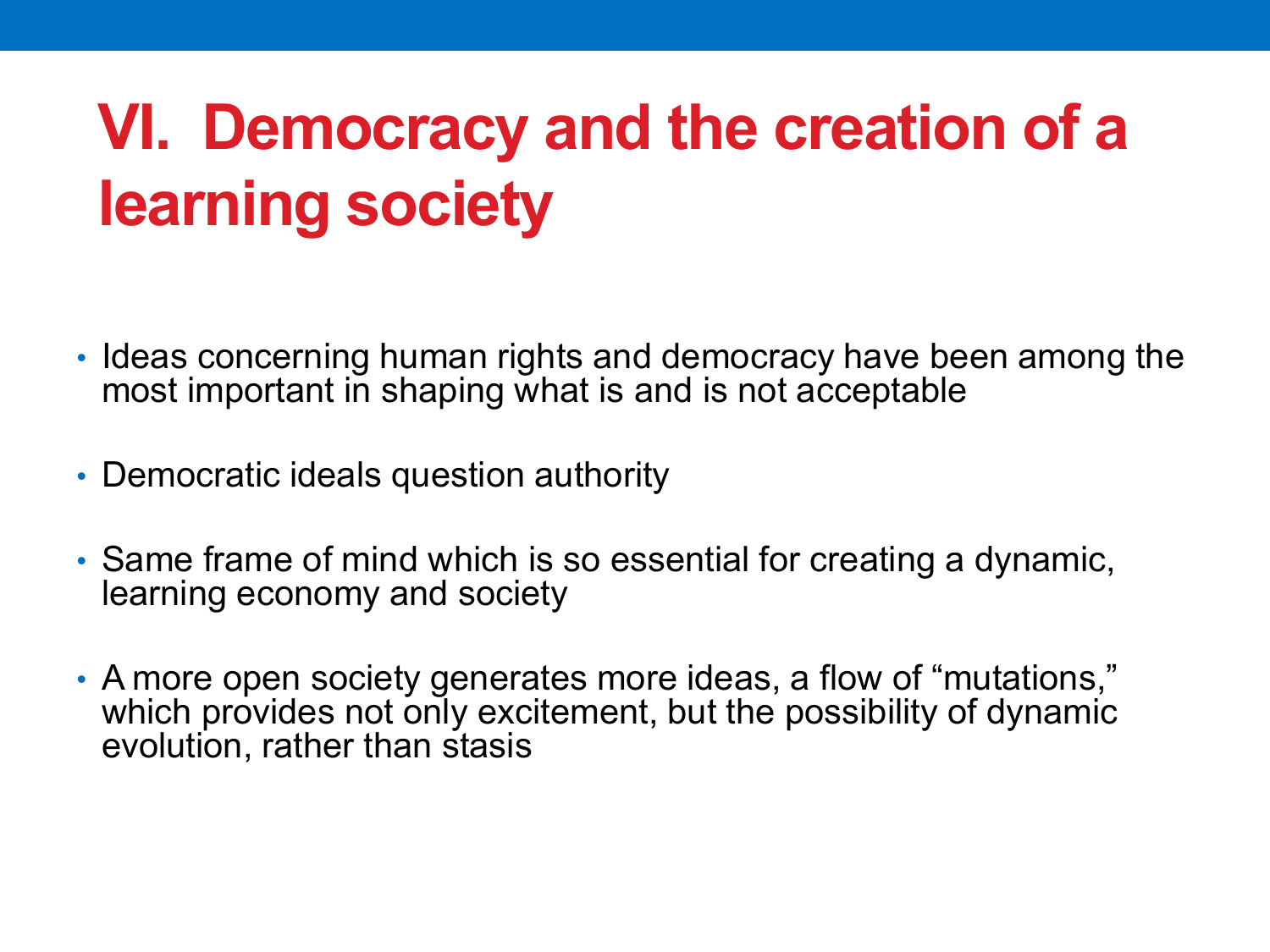# VI. Democracy and the creation of a learning society

- Ideas concerning human rights and democracy have been among the most important in shaping what is and is not acceptable

- Democratic ideals question authority

- Same frame of mind which is so essential for creating a dynamic, learning economy and society

- A more open society generates more ideas, a flow of "mutations," which provides not only excitement, but the possibility of dynamic evolution, rather than stasis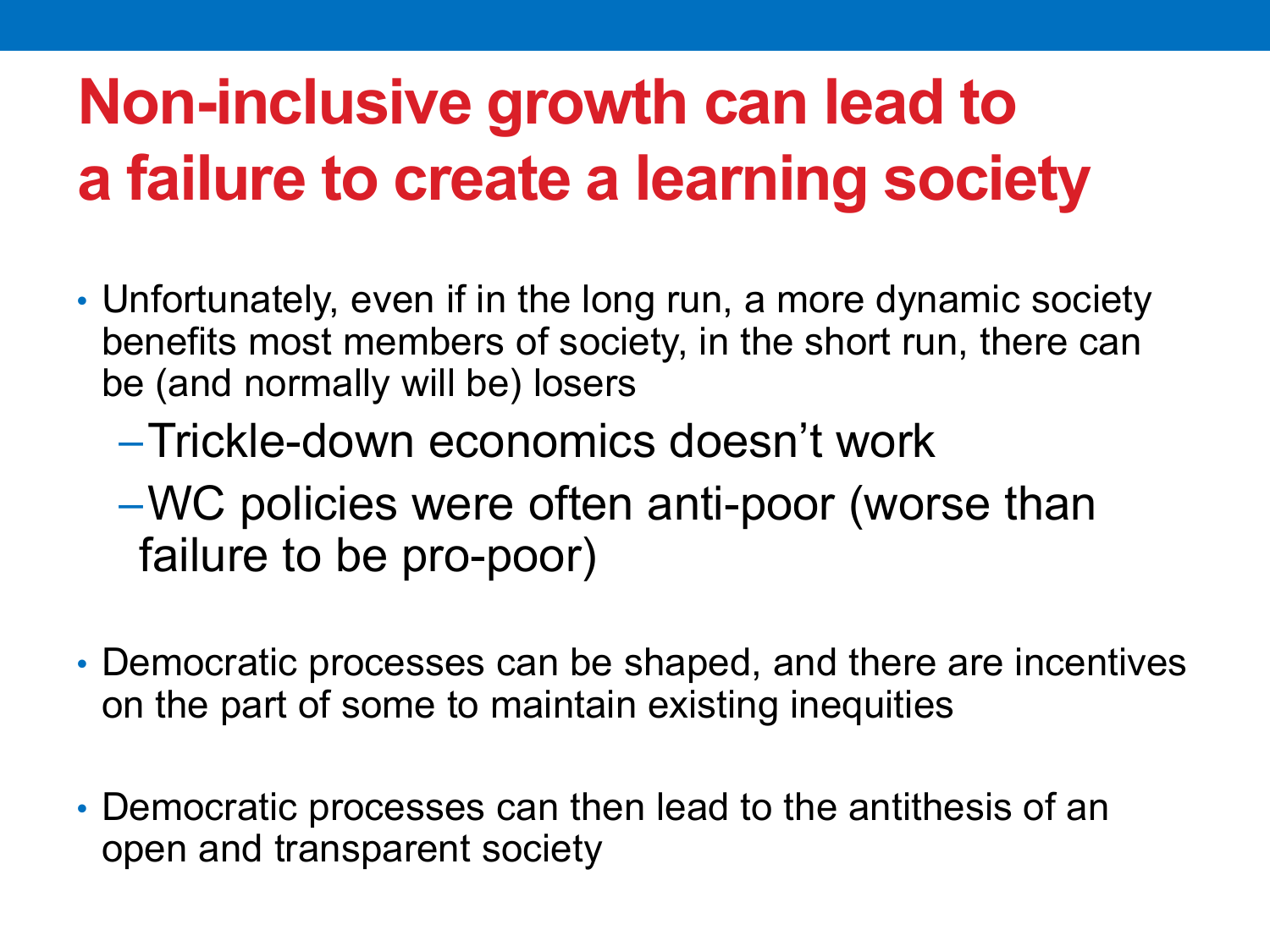# Non-inclusive growth can lead to a failure to create a learning society

- Unfortunately, even if in the long run, a more dynamic society benefits most members of society, in the short run, there can be (and normally will be) losers
  - Trickle-down economics doesn't work
  - WC policies were often anti-poor (worse than failure to be pro-poor)
- Democratic processes can be shaped, and there are incentives on the part of some to maintain existing inequities
- Democratic processes can then lead to the antithesis of an open and transparent society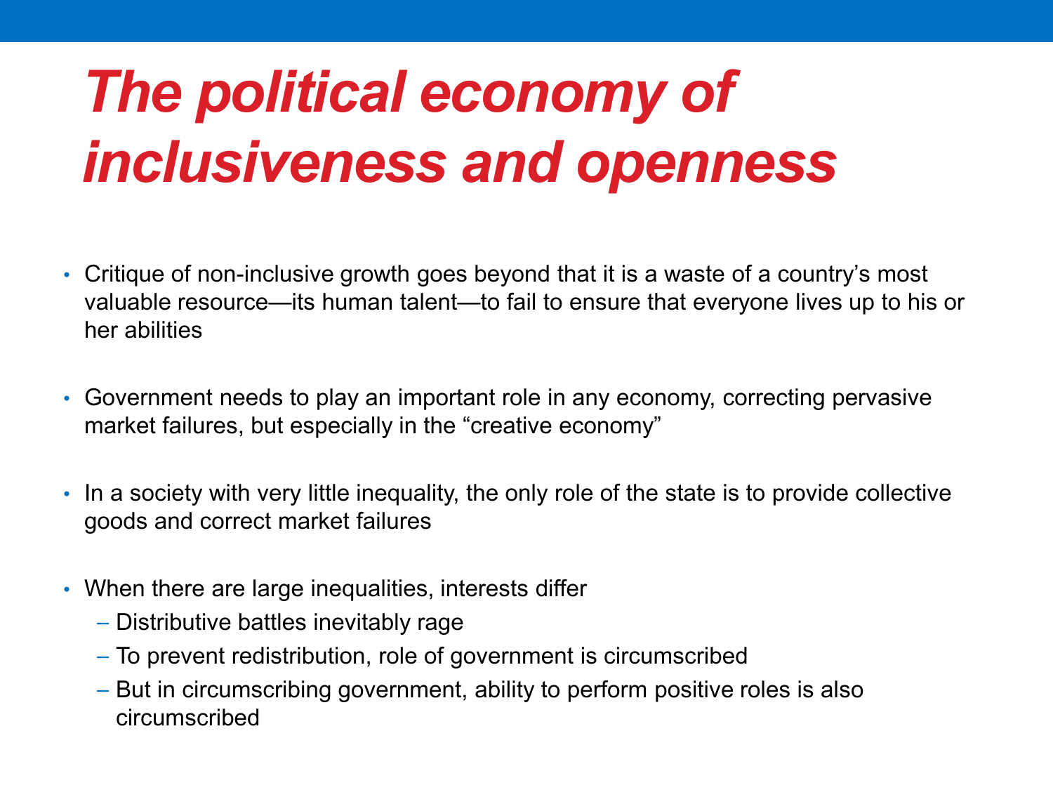# *The political economy of inclusiveness and openness*

- Critique of non-inclusive growth goes beyond that it is a waste of a country's most valuable resource—its human talent—to fail to ensure that everyone lives up to his or her abilities
- Government needs to play an important role in any economy, correcting pervasive market failures, but especially in the "creative economy"
- In a society with very little inequality, the only role of the state is to provide collective goods and correct market failures
- When there are large inequalities, interests differ
  - Distributive battles inevitably rage
  - To prevent redistribution, role of government is circumscribed
  - But in circumscribing government, ability to perform positive roles is also circumscribed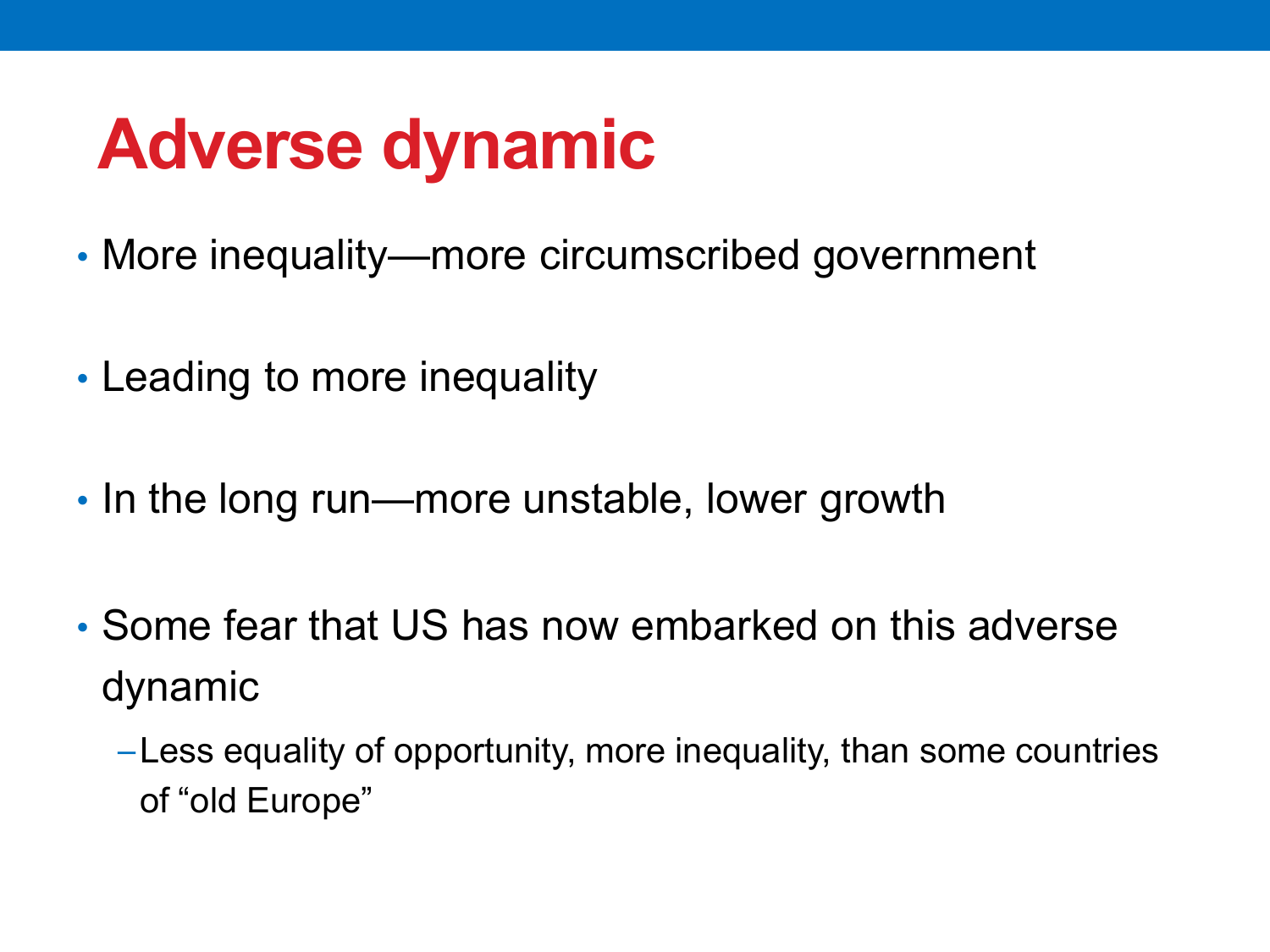# Adverse dynamic

- More inequality—more circumscribed government
- Leading to more inequality
- In the long run—more unstable, lower growth
- Some fear that US has now embarked on this adverse dynamic
  - Less equality of opportunity, more inequality, than some countries of “old Europe”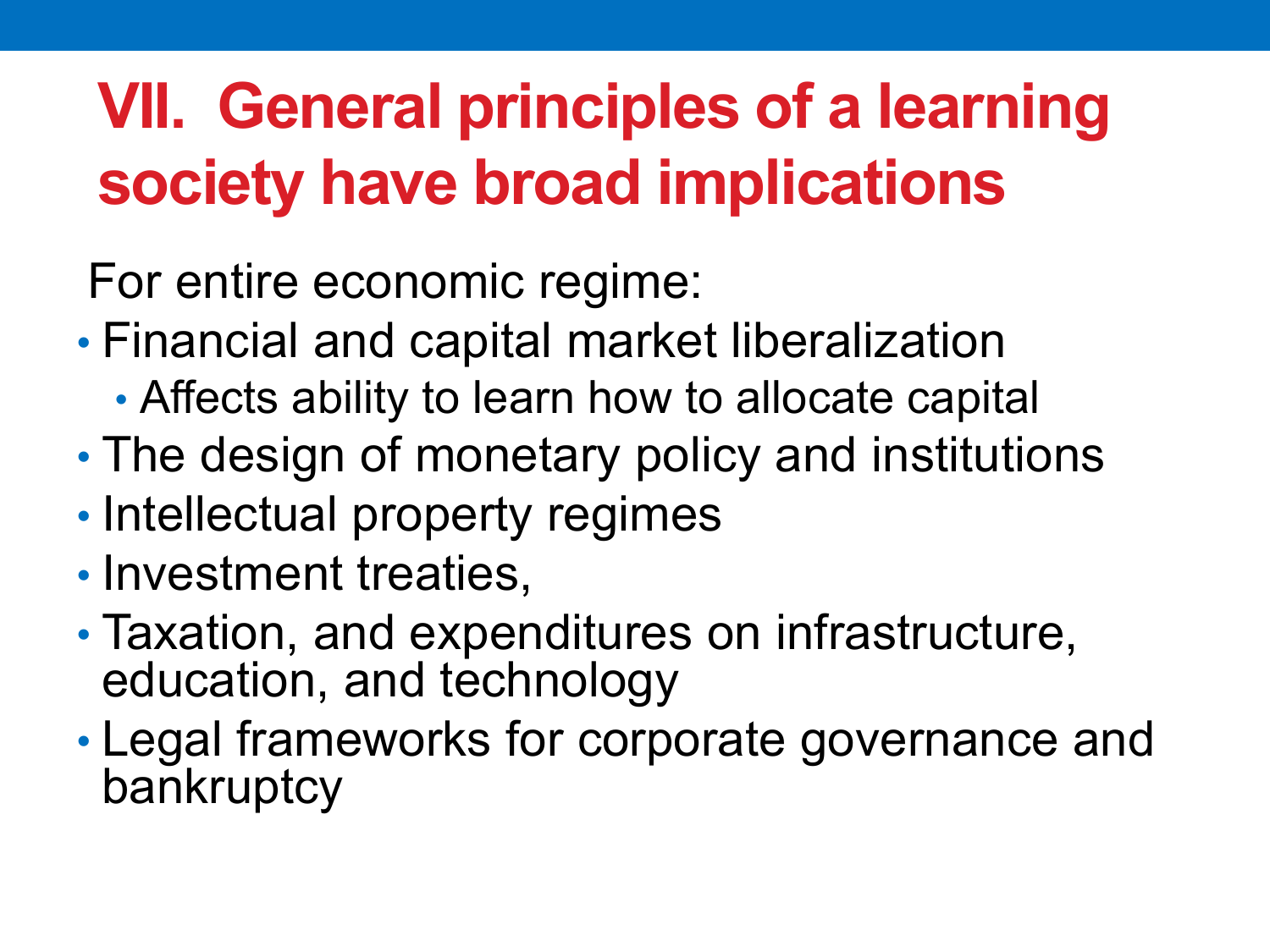# VII. General principles of a learning society have broad implications

For entire economic regime:

- Financial and capital market liberalization
  - Affects ability to learn how to allocate capital
- The design of monetary policy and institutions
- Intellectual property regimes
- Investment treaties,
- Taxation, and expenditures on infrastructure, education, and technology
- Legal frameworks for corporate governance and bankruptcy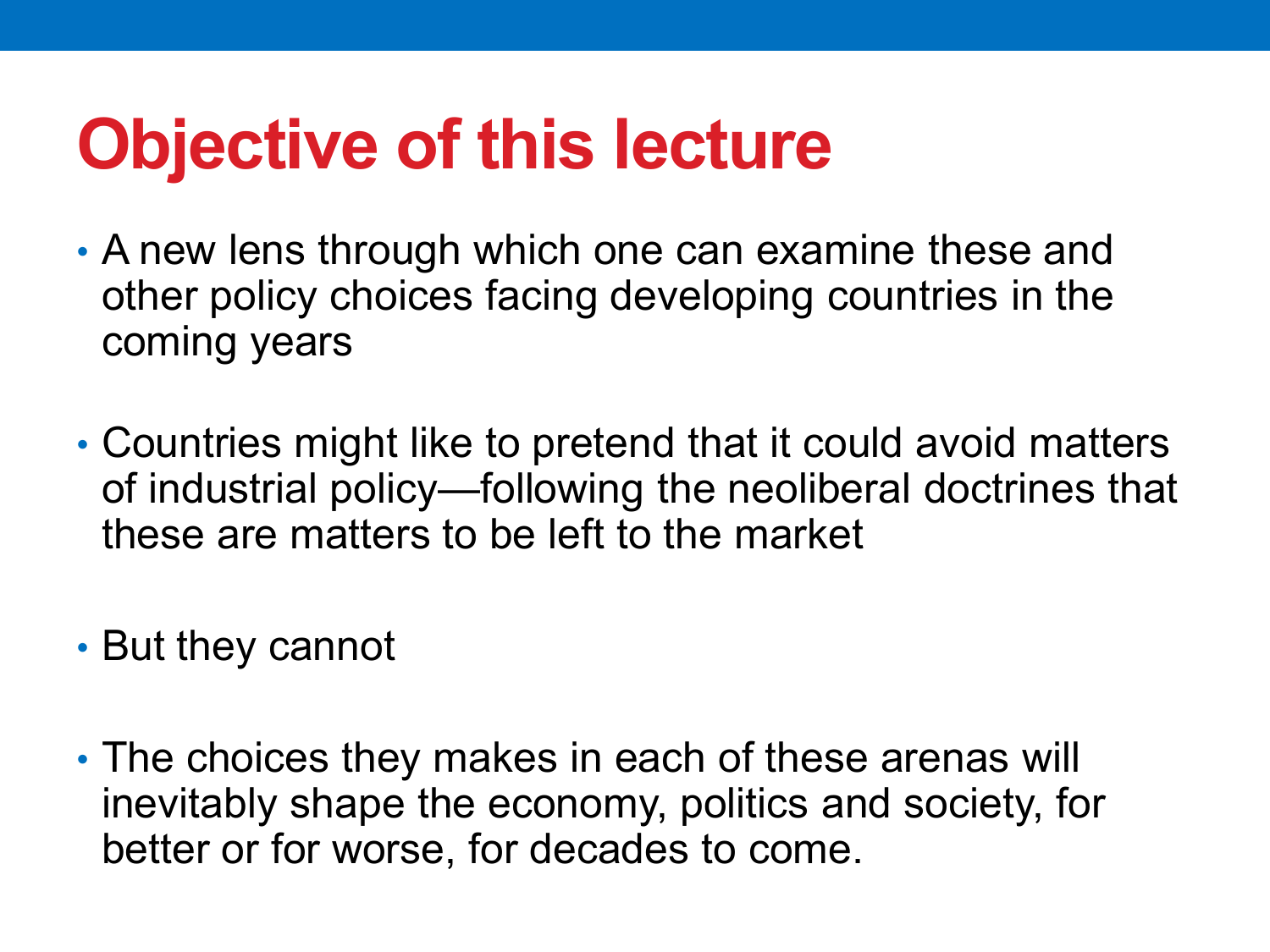# Objective of this lecture

- A new lens through which one can examine these and other policy choices facing developing countries in the coming years
- Countries might like to pretend that it could avoid matters of industrial policy—following the neoliberal doctrines that these are matters to be left to the market
- But they cannot
- The choices they makes in each of these arenas will inevitably shape the economy, politics and society, for better or for worse, for decades to come.